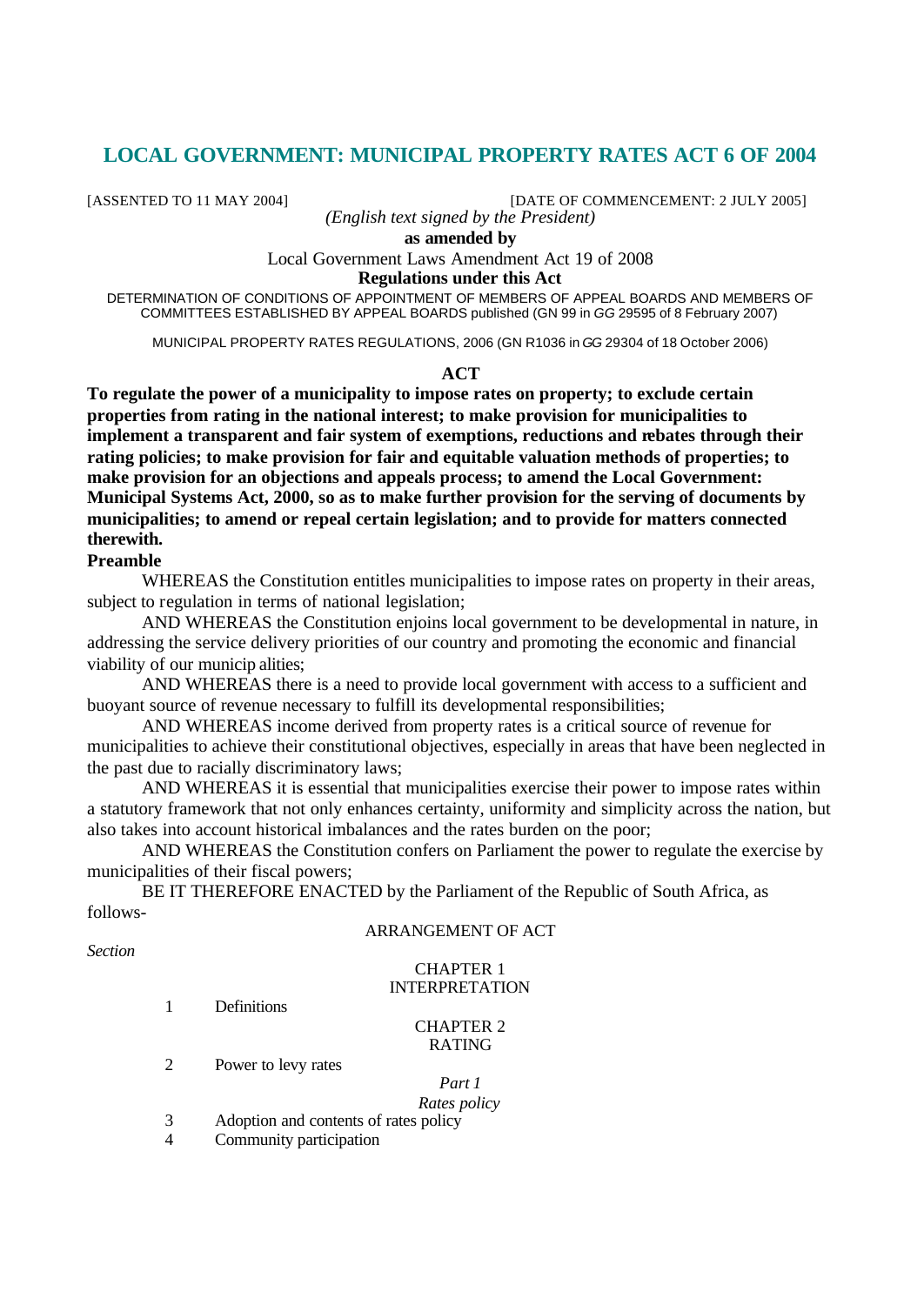# LOCAL GOVERNMENT: MUNICIPAL PROPERTY RATES ACT 6 OF 2004

[ASSENTED TO 11 MAY 2004] [DATE OF COMMENCEMENT: 2 JULY 2005]

*(English text signed by the President)*

**as amended by**

Local Government Laws Amendment Act 19 of 2008

**Regulations under this Act**

DETERMINATION OF CONDITIONS OF APPOINTMENT OF MEMBERS OF APPEAL BOARDS AND MEMBERS OF COMMITTEES ESTABLISHED BY APPEAL BOARDS published (GN 99 in *GG* 29595 of 8 February 2007)

MUNICIPAL PROPERTY RATES REGULATIONS, 2006 (GN R1036 in *GG* 29304 of 18 October 2006)

## ACT

**To regulate the power of a municipality to impose rates on property; to exclude certain properties from rating in the national interest; to make provision for municipalities to implement a transparent and fair system of exemptions, reductions and rebates through their rating policies; to make provision for fair and equitable valuation methods of properties; to make provision for an objections and appeals process; to amend the Local Government: Municipal Systems Act, 2000, so as to make further provision for the serving of documents by municipalities; to amend or repeal certain legislation; and to provide for matters connected therewith.**

### Preamble

WHEREAS the Constitution entitles municipalities to impose rates on property in their areas, subject to regulation in terms of national legislation;

AND WHEREAS the Constitution enjoins local government to be developmental in nature, in addressing the service delivery priorities of our country and promoting the economic and financial viability of our municipalities;

AND WHEREAS there is a need to provide local government with access to a sufficient and buoyant source of revenue necessary to fulfill its developmental responsibilities;

AND WHEREAS income derived from property rates is a critical source of revenue for municipalities to achieve their constitutional objectives, especially in areas that have been neglected in the past due to racially discriminatory laws;

AND WHEREAS it is essential that municipalities exercise their power to impose rates within a statutory framework that not only enhances certainty, uniformity and simplicity across the nation, but also takes into account historical imbalances and the rates burden on the poor;

AND WHEREAS the Constitution confers on Parliament the power to regulate the exercise by municipalities of their fiscal powers;

BE IT THEREFORE ENACTED by the Parliament of the Republic of South Africa, as follows-

ARRANGEMENT OF ACT

*Section*

CHAPTER 1
INTERPRETATION

1 Definitions

CHAPTER 2
RATING

2 Power to levy rates

*Part 1*
*Rates policy*

3 Adoption and contents of rates policy

4 Community participation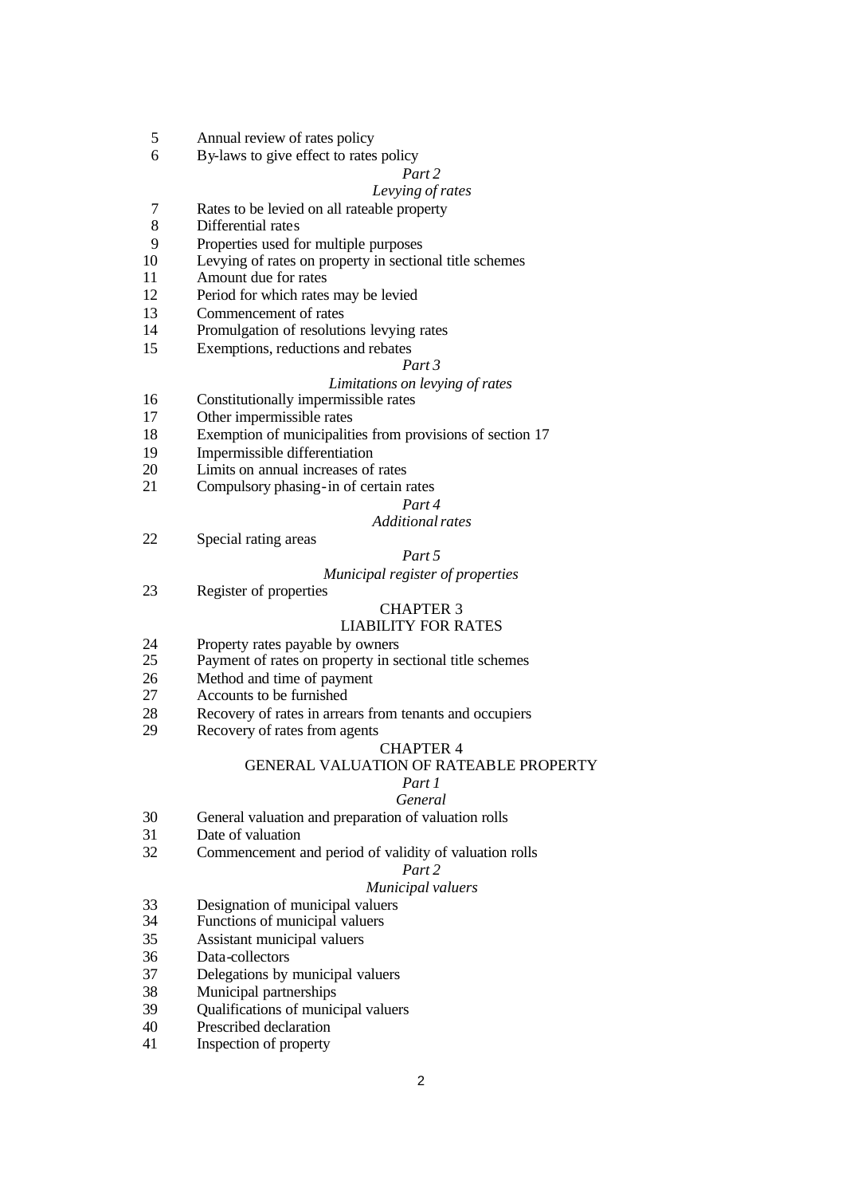5 Annual review of rates policy
6 By-laws to give effect to rates policy

*Part 2*

*Levying of rates*

7 Rates to be levied on all rateable property
8 Differential rates
9 Properties used for multiple purposes
10 Levying of rates on property in sectional title schemes
11 Amount due for rates
12 Period for which rates may be levied
13 Commencement of rates
14 Promulgation of resolutions levying rates
15 Exemptions, reductions and rebates

*Part 3*

*Limitations on levying of rates*

16 Constitutionally impermissible rates
17 Other impermissible rates
18 Exemption of municipalities from provisions of section 17
19 Impermissible differentiation
20 Limits on annual increases of rates
21 Compulsory phasing-in of certain rates

*Part 4*

*Additional rates*

22 Special rating areas

*Part 5*

*Municipal register of properties*

23 Register of properties

CHAPTER 3

LIABILITY FOR RATES

24 Property rates payable by owners
25 Payment of rates on property in sectional title schemes
26 Method and time of payment
27 Accounts to be furnished
28 Recovery of rates in arrears from tenants and occupiers
29 Recovery of rates from agents

CHAPTER 4

GENERAL VALUATION OF RATEABLE PROPERTY

*Part 1*

*General*

30 General valuation and preparation of valuation rolls
31 Date of valuation
32 Commencement and period of validity of valuation rolls

*Part 2*

*Municipal valuers*

33 Designation of municipal valuers
34 Functions of municipal valuers
35 Assistant municipal valuers
36 Data-collectors
37 Delegations by municipal valuers
38 Municipal partnerships
39 Qualifications of municipal valuers
40 Prescribed declaration
41 Inspection of property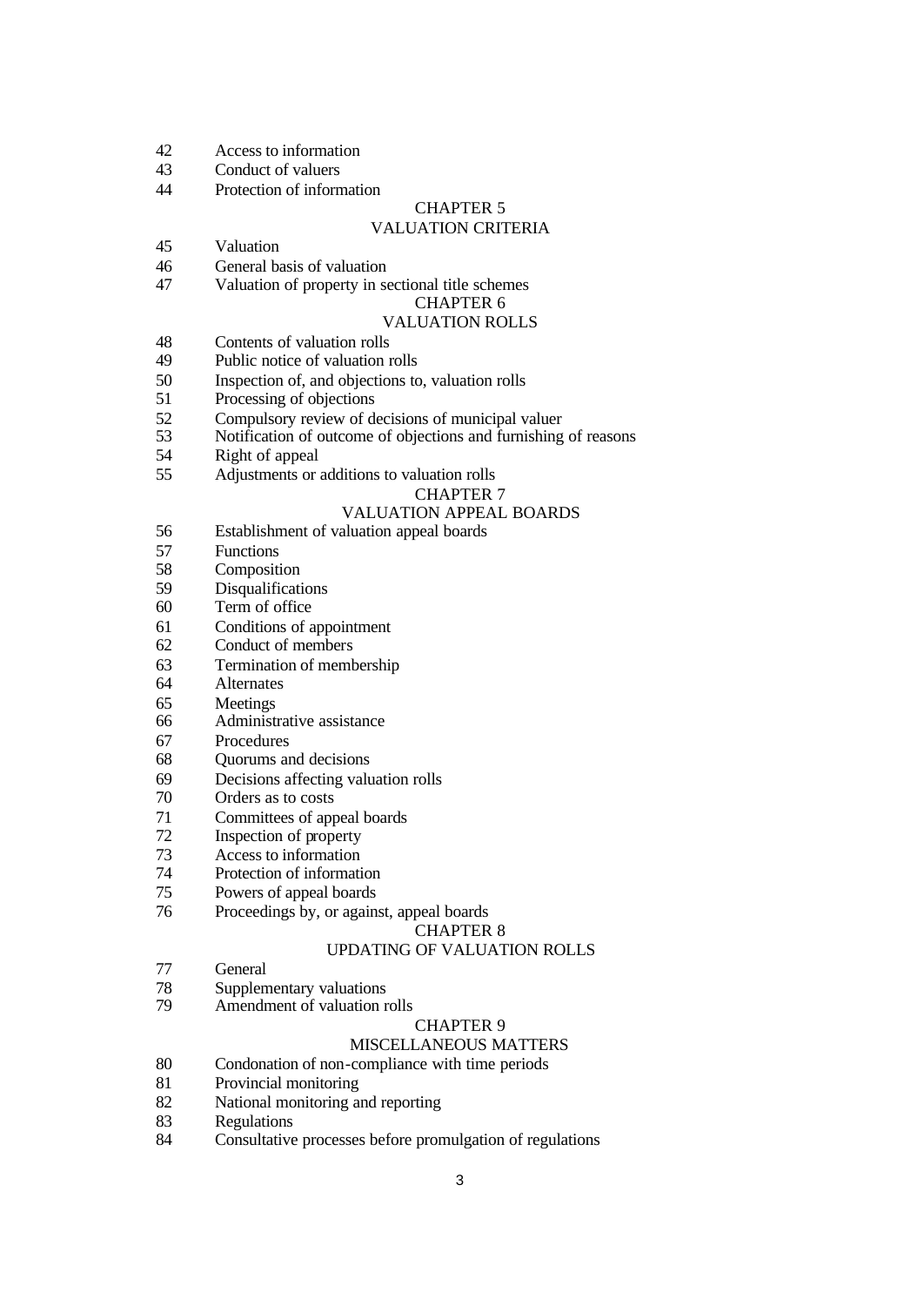42 Access to information
43 Conduct of valuers
44 Protection of information

CHAPTER 5
VALUATION CRITERIA

45 Valuation
46 General basis of valuation
47 Valuation of property in sectional title schemes

CHAPTER 6
VALUATION ROLLS

48 Contents of valuation rolls
49 Public notice of valuation rolls
50 Inspection of, and objections to, valuation rolls
51 Processing of objections
52 Compulsory review of decisions of municipal valuer
53 Notification of outcome of objections and furnishing of reasons
54 Right of appeal
55 Adjustments or additions to valuation rolls

CHAPTER 7
VALUATION APPEAL BOARDS

56 Establishment of valuation appeal boards
57 Functions
58 Composition
59 Disqualifications
60 Term of office
61 Conditions of appointment
62 Conduct of members
63 Termination of membership
64 Alternates
65 Meetings
66 Administrative assistance
67 Procedures
68 Quorums and decisions
69 Decisions affecting valuation rolls
70 Orders as to costs
71 Committees of appeal boards
72 Inspection of property
73 Access to information
74 Protection of information
75 Powers of appeal boards
76 Proceedings by, or against, appeal boards

CHAPTER 8
UPDATING OF VALUATION ROLLS

77 General
78 Supplementary valuations
79 Amendment of valuation rolls

CHAPTER 9
MISCELLANEOUS MATTERS

80 Condonation of non-compliance with time periods
81 Provincial monitoring
82 National monitoring and reporting
83 Regulations
84 Consultative processes before promulgation of regulations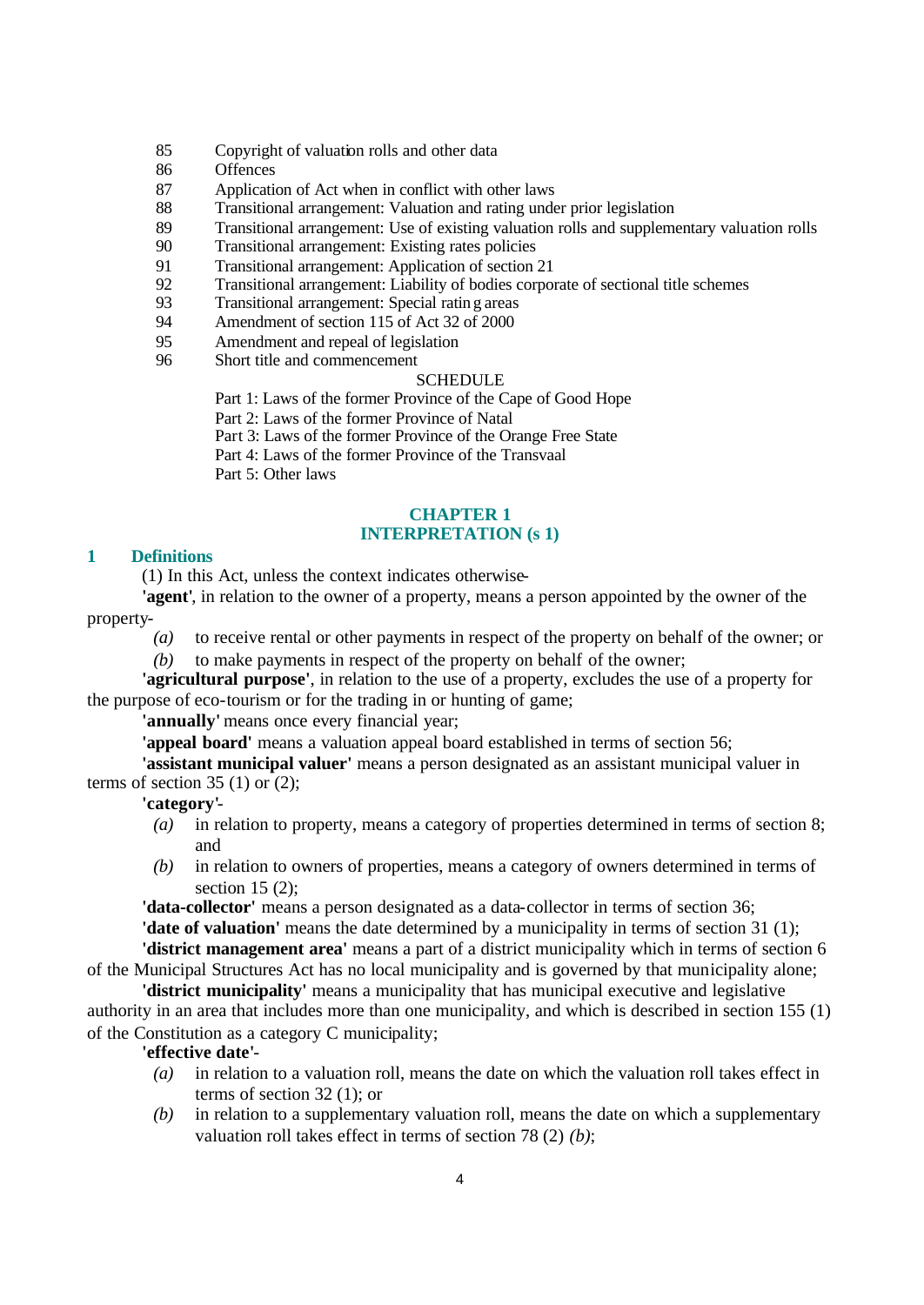85 Copyright of valuation rolls and other data
86 Offences
87 Application of Act when in conflict with other laws
88 Transitional arrangement: Valuation and rating under prior legislation
89 Transitional arrangement: Use of existing valuation rolls and supplementary valuation rolls
90 Transitional arrangement: Existing rates policies
91 Transitional arrangement: Application of section 21
92 Transitional arrangement: Liability of bodies corporate of sectional title schemes
93 Transitional arrangement: Special rating areas
94 Amendment of section 115 of Act 32 of 2000
95 Amendment and repeal of legislation
96 Short title and commencement

SCHEDULE

Part 1: Laws of the former Province of the Cape of Good Hope
Part 2: Laws of the former Province of Natal
Part 3: Laws of the former Province of the Orange Free State
Part 4: Laws of the former Province of the Transvaal
Part 5: Other laws

## CHAPTER 1
## INTERPRETATION (s 1)

### 1 Definitions

(1) In this Act, unless the context indicates otherwise-

**'agent'**, in relation to the owner of a property, means a person appointed by the owner of the property-

*(a)* to receive rental or other payments in respect of the property on behalf of the owner; or

*(b)* to make payments in respect of the property on behalf of the owner;

**'agricultural purpose'**, in relation to the use of a property, excludes the use of a property for the purpose of eco-tourism or for the trading in or hunting of game;

**'annually'** means once every financial year;

**'appeal board'** means a valuation appeal board established in terms of section 56;

**'assistant municipal valuer'** means a person designated as an assistant municipal valuer in terms of section 35 (1) or (2);

**'category'**-

*(a)* in relation to property, means a category of properties determined in terms of section 8; and

*(b)* in relation to owners of properties, means a category of owners determined in terms of section 15 (2);

**'data-collector'** means a person designated as a data-collector in terms of section 36;

**'date of valuation'** means the date determined by a municipality in terms of section 31 (1);

**'district management area'** means a part of a district municipality which in terms of section 6 of the Municipal Structures Act has no local municipality and is governed by that municipality alone;

**'district municipality'** means a municipality that has municipal executive and legislative authority in an area that includes more than one municipality, and which is described in section 155 (1) of the Constitution as a category C municipality;

**'effective date'**-

*(a)* in relation to a valuation roll, means the date on which the valuation roll takes effect in terms of section 32 (1); or

*(b)* in relation to a supplementary valuation roll, means the date on which a supplementary valuation roll takes effect in terms of section 78 (2) *(b)*;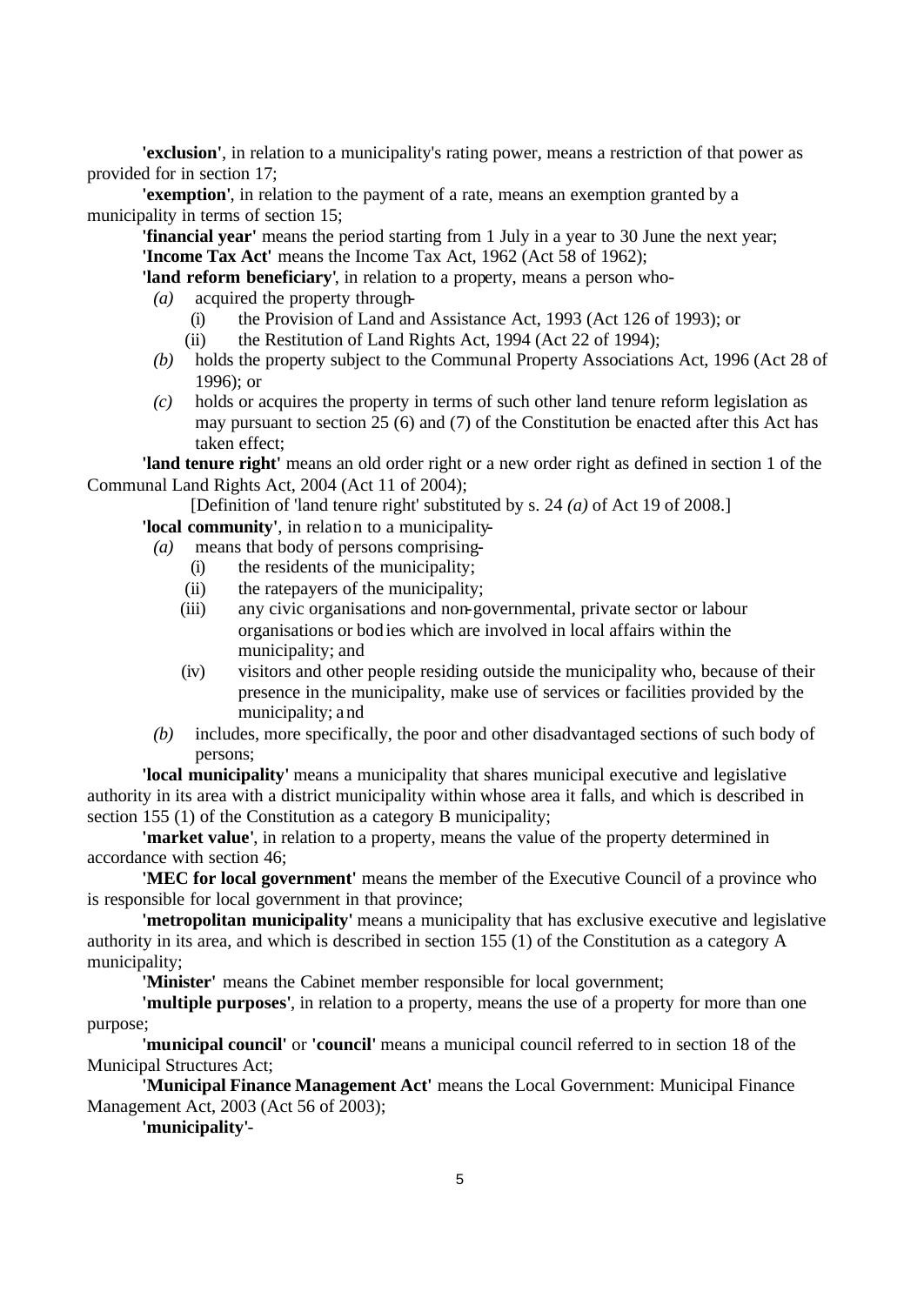**'exclusion'**, in relation to a municipality's rating power, means a restriction of that power as provided for in section 17;

**'exemption'**, in relation to the payment of a rate, means an exemption granted by a municipality in terms of section 15;

**'financial year'** means the period starting from 1 July in a year to 30 June the next year;

**'Income Tax Act'** means the Income Tax Act, 1962 (Act 58 of 1962);

**'land reform beneficiary'**, in relation to a property, means a person who-

*(a)* acquired the property through-

(i) the Provision of Land and Assistance Act, 1993 (Act 126 of 1993); or

(ii) the Restitution of Land Rights Act, 1994 (Act 22 of 1994);

*(b)* holds the property subject to the Communal Property Associations Act, 1996 (Act 28 of 1996); or

*(c)* holds or acquires the property in terms of such other land tenure reform legislation as may pursuant to section 25 (6) and (7) of the Constitution be enacted after this Act has taken effect;

**'land tenure right'** means an old order right or a new order right as defined in section 1 of the Communal Land Rights Act, 2004 (Act 11 of 2004);

[Definition of 'land tenure right' substituted by s. 24 *(a)* of Act 19 of 2008.]

**'local community'**, in relation to a municipality-

*(a)* means that body of persons comprising-

(i) the residents of the municipality;

(ii) the ratepayers of the municipality;

(iii) any civic organisations and non-governmental, private sector or labour organisations or bodies which are involved in local affairs within the municipality; and

(iv) visitors and other people residing outside the municipality who, because of their presence in the municipality, make use of services or facilities provided by the municipality; and

*(b)* includes, more specifically, the poor and other disadvantaged sections of such body of persons;

**'local municipality'** means a municipality that shares municipal executive and legislative authority in its area with a district municipality within whose area it falls, and which is described in section 155 (1) of the Constitution as a category B municipality;

**'market value'**, in relation to a property, means the value of the property determined in accordance with section 46;

**'MEC for local government'** means the member of the Executive Council of a province who is responsible for local government in that province;

**'metropolitan municipality'** means a municipality that has exclusive executive and legislative authority in its area, and which is described in section 155 (1) of the Constitution as a category A municipality;

**'Minister'** means the Cabinet member responsible for local government;

**'multiple purposes'**, in relation to a property, means the use of a property for more than one purpose;

**'municipal council'** or **'council'** means a municipal council referred to in section 18 of the Municipal Structures Act;

**'Municipal Finance Management Act'** means the Local Government: Municipal Finance Management Act, 2003 (Act 56 of 2003);

**'municipality'**-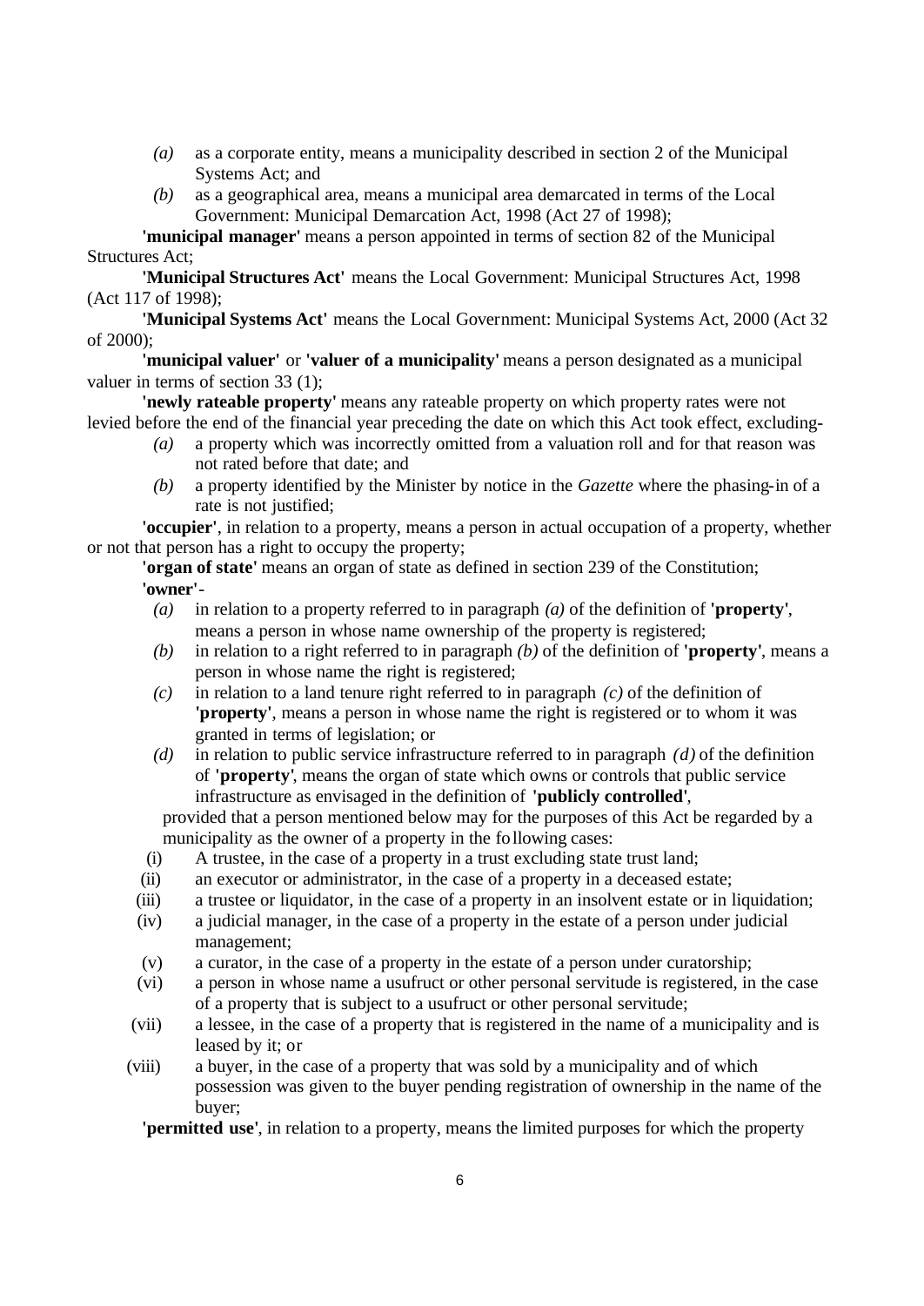*(a)* as a corporate entity, means a municipality described in section 2 of the Municipal Systems Act; and

*(b)* as a geographical area, means a municipal area demarcated in terms of the Local Government: Municipal Demarcation Act, 1998 (Act 27 of 1998);

**'municipal manager'** means a person appointed in terms of section 82 of the Municipal Structures Act;

**'Municipal Structures Act'** means the Local Government: Municipal Structures Act, 1998 (Act 117 of 1998);

**'Municipal Systems Act'** means the Local Government: Municipal Systems Act, 2000 (Act 32 of 2000);

**'municipal valuer'** or **'valuer of a municipality'** means a person designated as a municipal valuer in terms of section 33 (1);

**'newly rateable property'** means any rateable property on which property rates were not levied before the end of the financial year preceding the date on which this Act took effect, excluding-

*(a)* a property which was incorrectly omitted from a valuation roll and for that reason was not rated before that date; and

*(b)* a property identified by the Minister by notice in the *Gazette* where the phasing-in of a rate is not justified;

**'occupier'**, in relation to a property, means a person in actual occupation of a property, whether or not that person has a right to occupy the property;

**'organ of state'** means an organ of state as defined in section 239 of the Constitution;

**'owner'**-

*(a)* in relation to a property referred to in paragraph *(a)* of the definition of **'property'**, means a person in whose name ownership of the property is registered;

*(b)* in relation to a right referred to in paragraph *(b)* of the definition of **'property'**, means a person in whose name the right is registered;

*(c)* in relation to a land tenure right referred to in paragraph *(c)* of the definition of **'property'**, means a person in whose name the right is registered or to whom it was granted in terms of legislation; or

*(d)* in relation to public service infrastructure referred to in paragraph *(d)* of the definition of **'property'**, means the organ of state which owns or controls that public service infrastructure as envisaged in the definition of **'publicly controlled'**,

provided that a person mentioned below may for the purposes of this Act be regarded by a municipality as the owner of a property in the following cases:

(i) A trustee, in the case of a property in a trust excluding state trust land;

(ii) an executor or administrator, in the case of a property in a deceased estate;

(iii) a trustee or liquidator, in the case of a property in an insolvent estate or in liquidation;

(iv) a judicial manager, in the case of a property in the estate of a person under judicial management;

(v) a curator, in the case of a property in the estate of a person under curatorship;

(vi) a person in whose name a usufruct or other personal servitude is registered, in the case of a property that is subject to a usufruct or other personal servitude;

(vii) a lessee, in the case of a property that is registered in the name of a municipality and is leased by it; or

(viii) a buyer, in the case of a property that was sold by a municipality and of which possession was given to the buyer pending registration of ownership in the name of the buyer;

**'permitted use'**, in relation to a property, means the limited purposes for which the property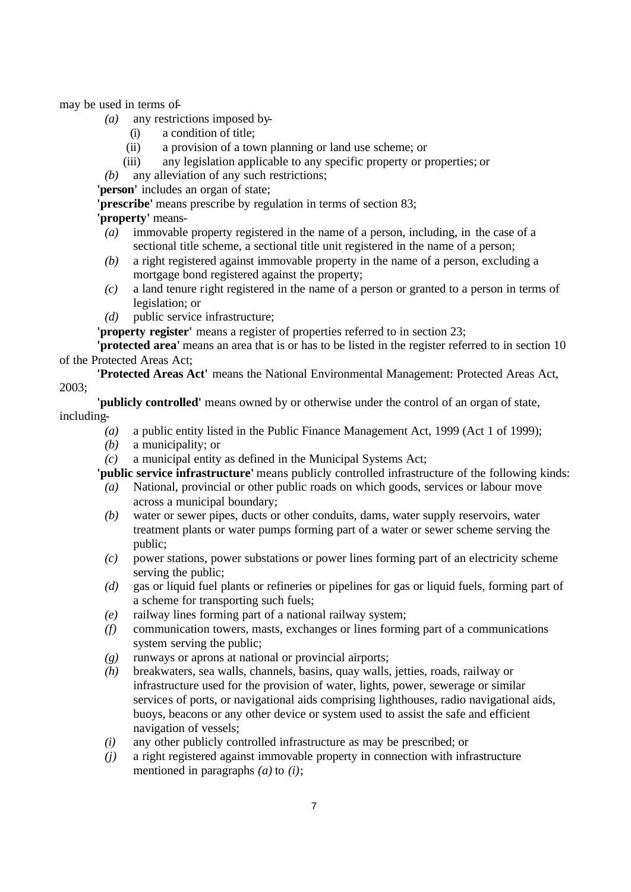may be used in terms of-

- *(a)* any restrictions imposed by-
  - (i) a condition of title;
  - (ii) a provision of a town planning or land use scheme; or
  - (iii) any legislation applicable to any specific property or properties; or
- *(b)* any alleviation of any such restrictions;

**'person'** includes an organ of state;

**'prescribe'** means prescribe by regulation in terms of section 83;

**'property'** means-

- *(a)* immovable property registered in the name of a person, including, in the case of a sectional title scheme, a sectional title unit registered in the name of a person;
- *(b)* a right registered against immovable property in the name of a person, excluding a mortgage bond registered against the property;
- *(c)* a land tenure right registered in the name of a person or granted to a person in terms of legislation; or
- *(d)* public service infrastructure;

**'property register'** means a register of properties referred to in section 23;

**'protected area'** means an area that is or has to be listed in the register referred to in section 10 of the Protected Areas Act;

**'Protected Areas Act'** means the National Environmental Management: Protected Areas Act, 2003;

**'publicly controlled'** means owned by or otherwise under the control of an organ of state, including-

- *(a)* a public entity listed in the Public Finance Management Act, 1999 (Act 1 of 1999);
- *(b)* a municipality; or
- *(c)* a municipal entity as defined in the Municipal Systems Act;

**'public service infrastructure'** means publicly controlled infrastructure of the following kinds:

- *(a)* National, provincial or other public roads on which goods, services or labour move across a municipal boundary;
- *(b)* water or sewer pipes, ducts or other conduits, dams, water supply reservoirs, water treatment plants or water pumps forming part of a water or sewer scheme serving the public;
- *(c)* power stations, power substations or power lines forming part of an electricity scheme serving the public;
- *(d)* gas or liquid fuel plants or refineries or pipelines for gas or liquid fuels, forming part of a scheme for transporting such fuels;
- *(e)* railway lines forming part of a national railway system;
- *(f)* communication towers, masts, exchanges or lines forming part of a communications system serving the public;
- *(g)* runways or aprons at national or provincial airports;
- *(h)* breakwaters, sea walls, channels, basins, quay walls, jetties, roads, railway or infrastructure used for the provision of water, lights, power, sewerage or similar services of ports, or navigational aids comprising lighthouses, radio navigational aids, buoys, beacons or any other device or system used to assist the safe and efficient navigation of vessels;
- *(i)* any other publicly controlled infrastructure as may be prescribed; or
- *(j)* a right registered against immovable property in connection with infrastructure mentioned in paragraphs *(a)* to *(i)*;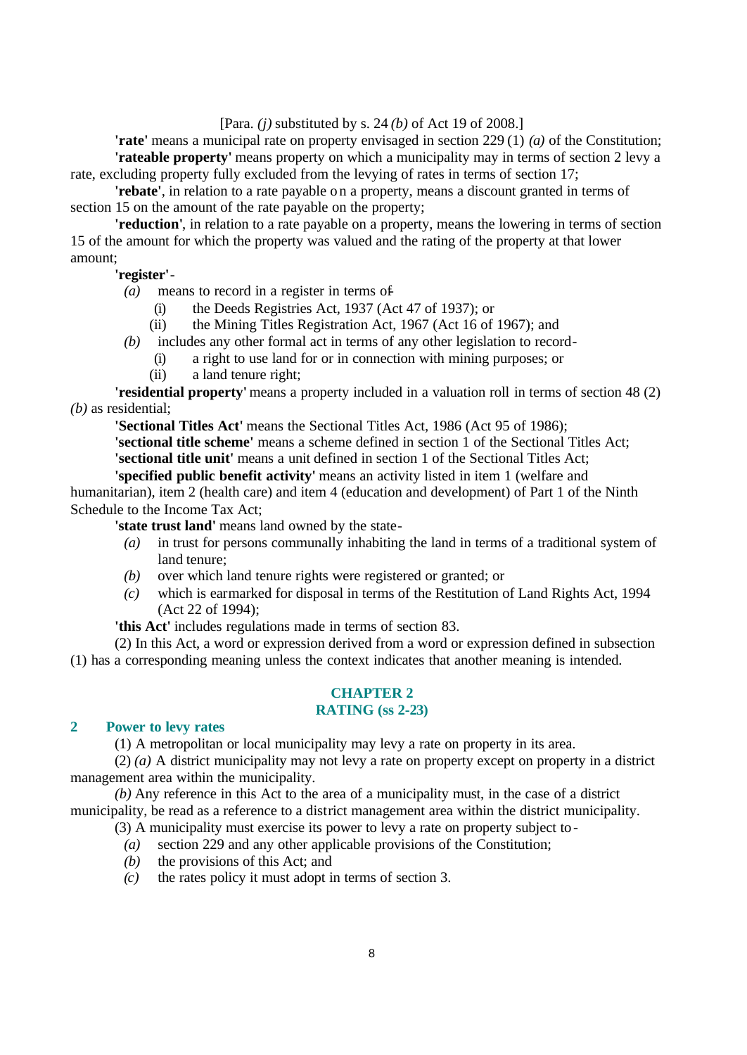[Para. *(j)* substituted by s. 24 *(b)* of Act 19 of 2008.]

**'rate'** means a municipal rate on property envisaged in section 229 (1) *(a)* of the Constitution;

**'rateable property'** means property on which a municipality may in terms of section 2 levy a rate, excluding property fully excluded from the levying of rates in terms of section 17;

**'rebate'**, in relation to a rate payable on a property, means a discount granted in terms of section 15 on the amount of the rate payable on the property;

**'reduction'**, in relation to a rate payable on a property, means the lowering in terms of section 15 of the amount for which the property was valued and the rating of the property at that lower amount;

**'register'**-

*(a)* means to record in a register in terms of-

(i) the Deeds Registries Act, 1937 (Act 47 of 1937); or

(ii) the Mining Titles Registration Act, 1967 (Act 16 of 1967); and

*(b)* includes any other formal act in terms of any other legislation to record-

(i) a right to use land for or in connection with mining purposes; or

(ii) a land tenure right;

**'residential property'** means a property included in a valuation roll in terms of section 48 (2) *(b)* as residential;

**'Sectional Titles Act'** means the Sectional Titles Act, 1986 (Act 95 of 1986);

**'sectional title scheme'** means a scheme defined in section 1 of the Sectional Titles Act;

**'sectional title unit'** means a unit defined in section 1 of the Sectional Titles Act;

**'specified public benefit activity'** means an activity listed in item 1 (welfare and humanitarian), item 2 (health care) and item 4 (education and development) of Part 1 of the Ninth Schedule to the Income Tax Act;

**'state trust land'** means land owned by the state-

*(a)* in trust for persons communally inhabiting the land in terms of a traditional system of land tenure;

*(b)* over which land tenure rights were registered or granted; or

*(c)* which is earmarked for disposal in terms of the Restitution of Land Rights Act, 1994 (Act 22 of 1994);

**'this Act'** includes regulations made in terms of section 83.

(2) In this Act, a word or expression derived from a word or expression defined in subsection (1) has a corresponding meaning unless the context indicates that another meaning is intended.

## CHAPTER 2
## RATING (ss 2-23)

### 2 Power to levy rates

(1) A metropolitan or local municipality may levy a rate on property in its area.

(2) *(a)* A district municipality may not levy a rate on property except on property in a district management area within the municipality.

*(b)* Any reference in this Act to the area of a municipality must, in the case of a district municipality, be read as a reference to a district management area within the district municipality.

(3) A municipality must exercise its power to levy a rate on property subject to-

*(a)* section 229 and any other applicable provisions of the Constitution;

*(b)* the provisions of this Act; and

*(c)* the rates policy it must adopt in terms of section 3.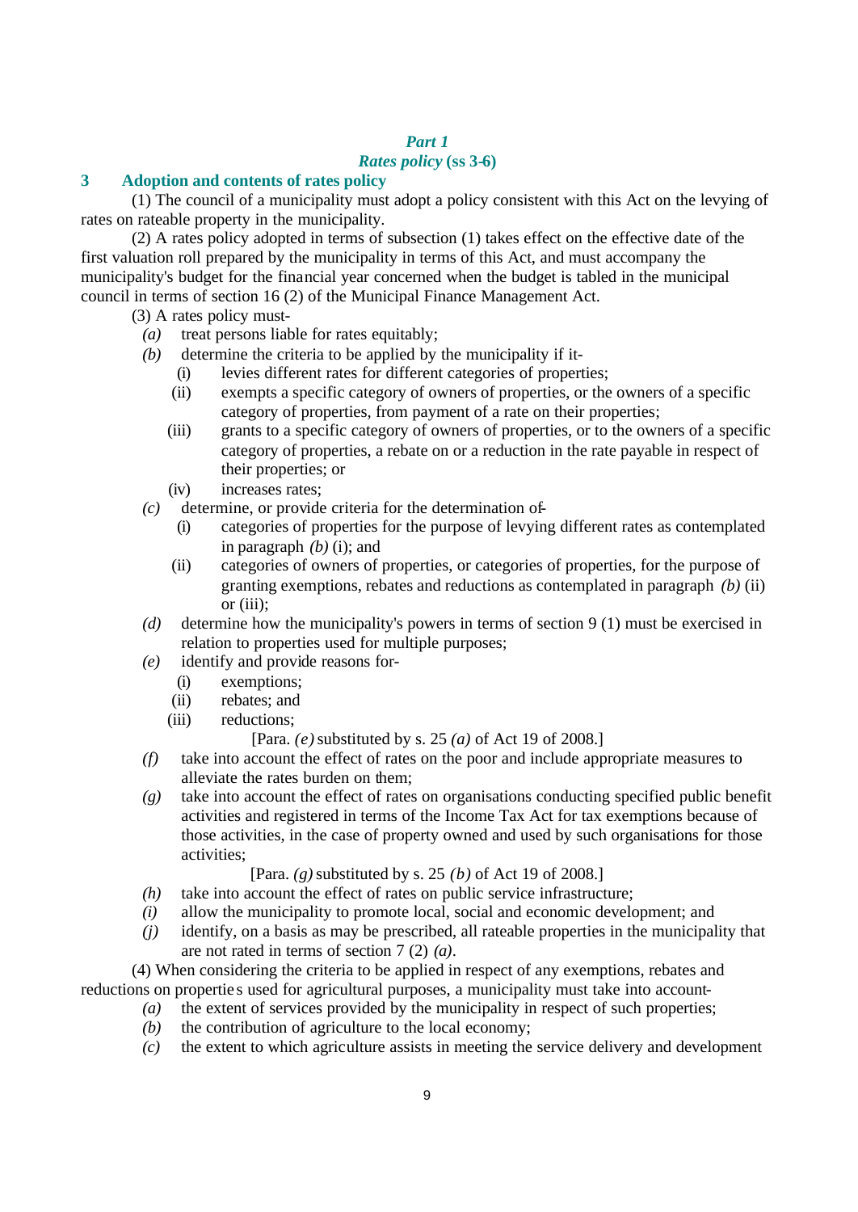## *Part 1*
## *Rates policy* (ss 3-6)

### 3 Adoption and contents of rates policy

(1) The council of a municipality must adopt a policy consistent with this Act on the levying of rates on rateable property in the municipality.

(2) A rates policy adopted in terms of subsection (1) takes effect on the effective date of the first valuation roll prepared by the municipality in terms of this Act, and must accompany the municipality's budget for the financial year concerned when the budget is tabled in the municipal council in terms of section 16 (2) of the Municipal Finance Management Act.

(3) A rates policy must-

*(a)* treat persons liable for rates equitably;

*(b)* determine the criteria to be applied by the municipality if it-

(i) levies different rates for different categories of properties;

(ii) exempts a specific category of owners of properties, or the owners of a specific category of properties, from payment of a rate on their properties;

(iii) grants to a specific category of owners of properties, or to the owners of a specific category of properties, a rebate on or a reduction in the rate payable in respect of their properties; or

(iv) increases rates;

*(c)* determine, or provide criteria for the determination of-

(i) categories of properties for the purpose of levying different rates as contemplated in paragraph *(b)* (i); and

(ii) categories of owners of properties, or categories of properties, for the purpose of granting exemptions, rebates and reductions as contemplated in paragraph *(b)* (ii) or (iii);

*(d)* determine how the municipality's powers in terms of section 9 (1) must be exercised in relation to properties used for multiple purposes;

*(e)* identify and provide reasons for-

(i) exemptions;

(ii) rebates; and

(iii) reductions;

[Para. *(e)* substituted by s. 25 *(a)* of Act 19 of 2008.]

*(f)* take into account the effect of rates on the poor and include appropriate measures to alleviate the rates burden on them;

*(g)* take into account the effect of rates on organisations conducting specified public benefit activities and registered in terms of the Income Tax Act for tax exemptions because of those activities, in the case of property owned and used by such organisations for those activities;

[Para. *(g)* substituted by s. 25 *(b)* of Act 19 of 2008.]

*(h)* take into account the effect of rates on public service infrastructure;

*(i)* allow the municipality to promote local, social and economic development; and

*(j)* identify, on a basis as may be prescribed, all rateable properties in the municipality that are not rated in terms of section 7 (2) *(a)*.

(4) When considering the criteria to be applied in respect of any exemptions, rebates and reductions on properties used for agricultural purposes, a municipality must take into account-

*(a)* the extent of services provided by the municipality in respect of such properties;

*(b)* the contribution of agriculture to the local economy;

*(c)* the extent to which agriculture assists in meeting the service delivery and development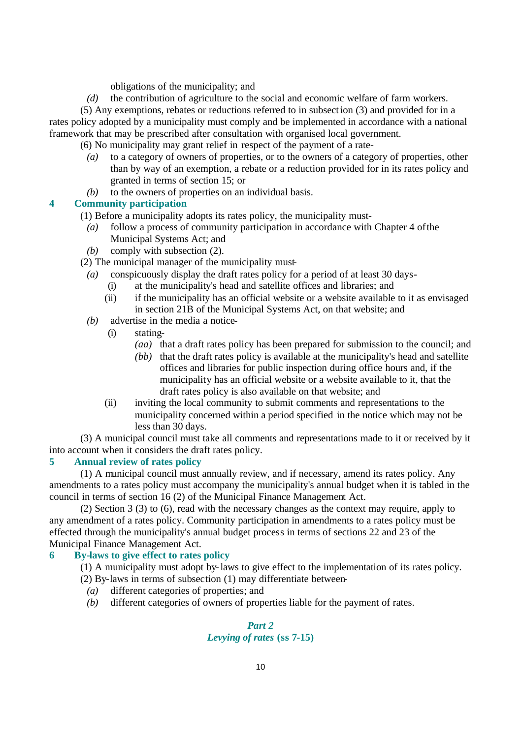obligations of the municipality; and

*(d)* the contribution of agriculture to the social and economic welfare of farm workers.

(5) Any exemptions, rebates or reductions referred to in subsection (3) and provided for in a rates policy adopted by a municipality must comply and be implemented in accordance with a national framework that may be prescribed after consultation with organised local government.

(6) No municipality may grant relief in respect of the payment of a rate-

*(a)* to a category of owners of properties, or to the owners of a category of properties, other than by way of an exemption, a rebate or a reduction provided for in its rates policy and granted in terms of section 15; or

*(b)* to the owners of properties on an individual basis.

### 4 Community participation

(1) Before a municipality adopts its rates policy, the municipality must-

*(a)* follow a process of community participation in accordance with Chapter 4 of the Municipal Systems Act; and

*(b)* comply with subsection (2).

(2) The municipal manager of the municipality must-

*(a)* conspicuously display the draft rates policy for a period of at least 30 days-

(i) at the municipality's head and satellite offices and libraries; and

(ii) if the municipality has an official website or a website available to it as envisaged in section 21B of the Municipal Systems Act, on that website; and

*(b)* advertise in the media a notice-

(i) stating-

*(aa)* that a draft rates policy has been prepared for submission to the council; and

*(bb)* that the draft rates policy is available at the municipality's head and satellite offices and libraries for public inspection during office hours and, if the municipality has an official website or a website available to it, that the draft rates policy is also available on that website; and

(ii) inviting the local community to submit comments and representations to the municipality concerned within a period specified in the notice which may not be less than 30 days.

(3) A municipal council must take all comments and representations made to it or received by it into account when it considers the draft rates policy.

### 5 Annual review of rates policy

(1) A municipal council must annually review, and if necessary, amend its rates policy. Any amendments to a rates policy must accompany the municipality's annual budget when it is tabled in the council in terms of section 16 (2) of the Municipal Finance Management Act.

(2) Section 3 (3) to (6), read with the necessary changes as the context may require, apply to any amendment of a rates policy. Community participation in amendments to a rates policy must be effected through the municipality's annual budget process in terms of sections 22 and 23 of the Municipal Finance Management Act.

### 6 By-laws to give effect to rates policy

(1) A municipality must adopt by-laws to give effect to the implementation of its rates policy.

(2) By-laws in terms of subsection (1) may differentiate between-

*(a)* different categories of properties; and

*(b)* different categories of owners of properties liable for the payment of rates.

## *Part 2*
## *Levying of rates* (ss 7-15)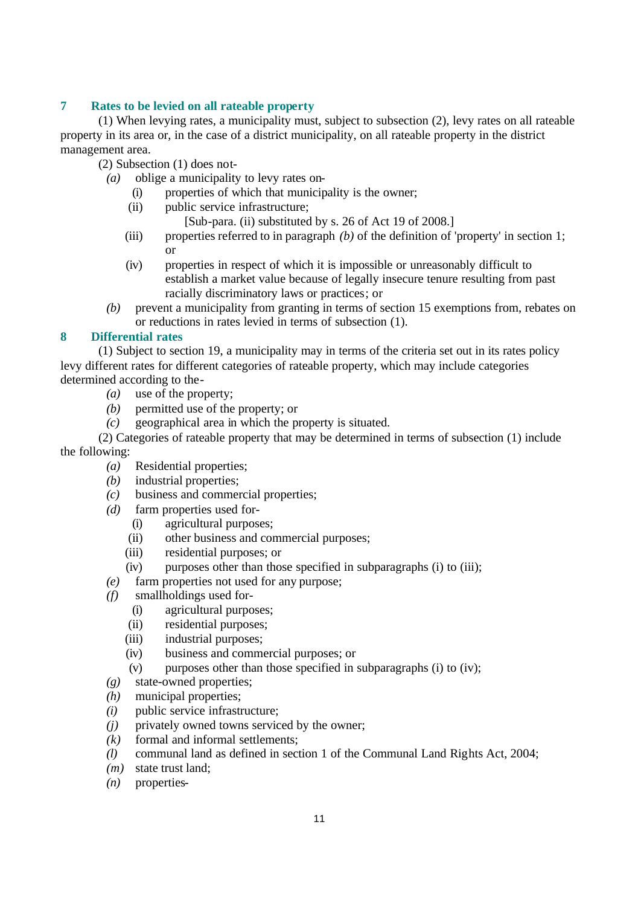### 7 Rates to be levied on all rateable property

(1) When levying rates, a municipality must, subject to subsection (2), levy rates on all rateable property in its area or, in the case of a district municipality, on all rateable property in the district management area.

(2) Subsection (1) does not-

*(a)* oblige a municipality to levy rates on-

(i) properties of which that municipality is the owner;

(ii) public service infrastructure;

[Sub-para. (ii) substituted by s. 26 of Act 19 of 2008.]

(iii) properties referred to in paragraph *(b)* of the definition of 'property' in section 1; or

(iv) properties in respect of which it is impossible or unreasonably difficult to establish a market value because of legally insecure tenure resulting from past racially discriminatory laws or practices; or

*(b)* prevent a municipality from granting in terms of section 15 exemptions from, rebates on or reductions in rates levied in terms of subsection (1).

### 8 Differential rates

(1) Subject to section 19, a municipality may in terms of the criteria set out in its rates policy levy different rates for different categories of rateable property, which may include categories determined according to the-

*(a)* use of the property;

*(b)* permitted use of the property; or

*(c)* geographical area in which the property is situated.

(2) Categories of rateable property that may be determined in terms of subsection (1) include the following:

*(a)* Residential properties;

*(b)* industrial properties;

*(c)* business and commercial properties;

*(d)* farm properties used for-

(i) agricultural purposes;

(ii) other business and commercial purposes;

(iii) residential purposes; or

(iv) purposes other than those specified in subparagraphs (i) to (iii);

*(e)* farm properties not used for any purpose;

*(f)* smallholdings used for-

(i) agricultural purposes;

(ii) residential purposes;

(iii) industrial purposes;

(iv) business and commercial purposes; or

(v) purposes other than those specified in subparagraphs (i) to (iv);

*(g)* state-owned properties;

*(h)* municipal properties;

*(i)* public service infrastructure;

*(j)* privately owned towns serviced by the owner;

*(k)* formal and informal settlements;

*(l)* communal land as defined in section 1 of the Communal Land Rights Act, 2004;

*(m)* state trust land;

*(n)* properties-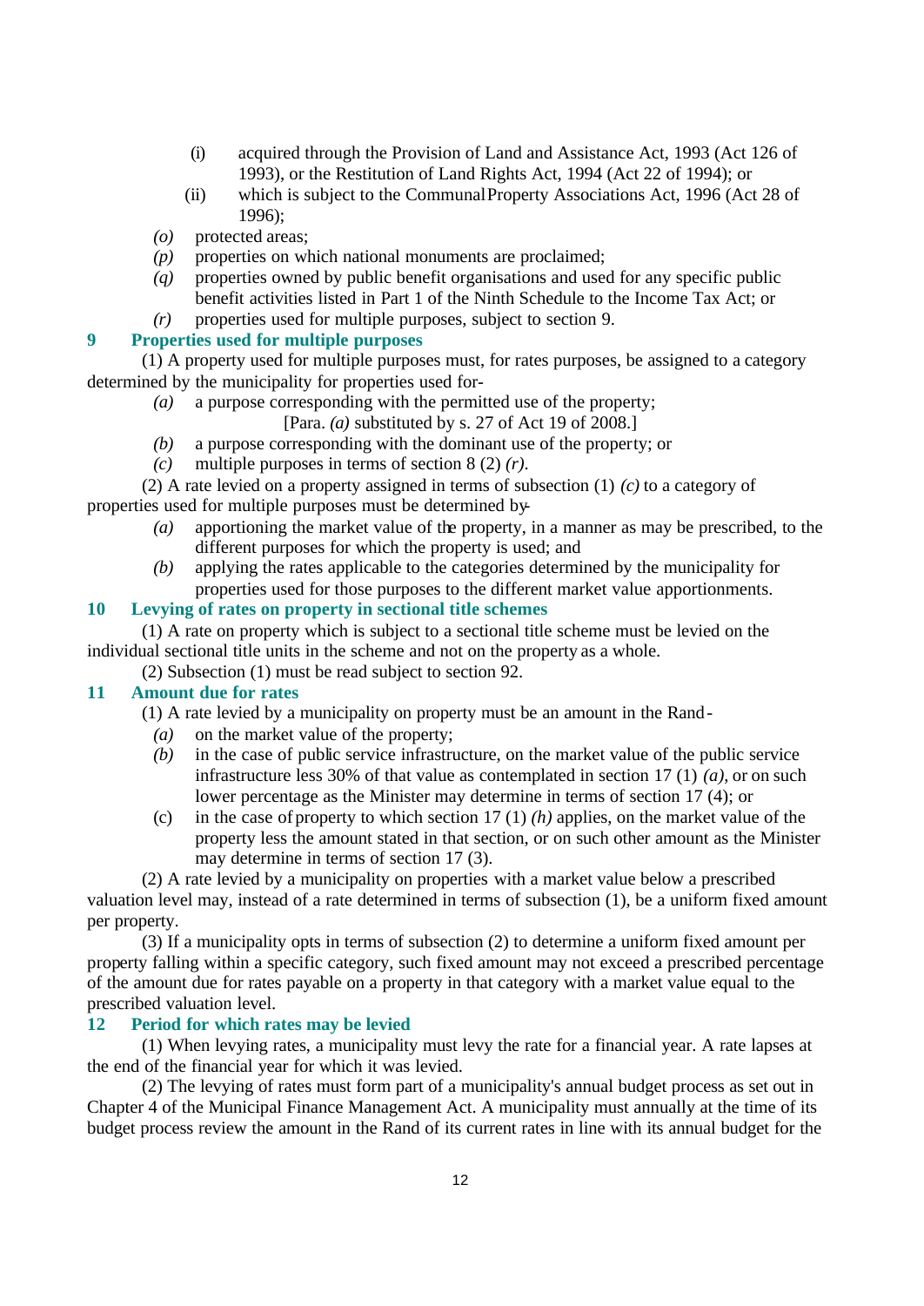(i) acquired through the Provision of Land and Assistance Act, 1993 (Act 126 of 1993), or the Restitution of Land Rights Act, 1994 (Act 22 of 1994); or

(ii) which is subject to the Communal Property Associations Act, 1996 (Act 28 of 1996);

*(o)* protected areas;

*(p)* properties on which national monuments are proclaimed;

*(q)* properties owned by public benefit organisations and used for any specific public benefit activities listed in Part 1 of the Ninth Schedule to the Income Tax Act; or

*(r)* properties used for multiple purposes, subject to section 9.

### 9 Properties used for multiple purposes

(1) A property used for multiple purposes must, for rates purposes, be assigned to a category determined by the municipality for properties used for-

*(a)* a purpose corresponding with the permitted use of the property;

[Para. *(a)* substituted by s. 27 of Act 19 of 2008.]

*(b)* a purpose corresponding with the dominant use of the property; or

*(c)* multiple purposes in terms of section 8 (2) *(r)*.

(2) A rate levied on a property assigned in terms of subsection (1) *(c)* to a category of properties used for multiple purposes must be determined by-

*(a)* apportioning the market value of the property, in a manner as may be prescribed, to the different purposes for which the property is used; and

*(b)* applying the rates applicable to the categories determined by the municipality for properties used for those purposes to the different market value apportionments.

### 10 Levying of rates on property in sectional title schemes

(1) A rate on property which is subject to a sectional title scheme must be levied on the individual sectional title units in the scheme and not on the property as a whole.

(2) Subsection (1) must be read subject to section 92.

### 11 Amount due for rates

(1) A rate levied by a municipality on property must be an amount in the Rand-

*(a)* on the market value of the property;

*(b)* in the case of public service infrastructure, on the market value of the public service infrastructure less 30% of that value as contemplated in section 17 (1) *(a)*, or on such lower percentage as the Minister may determine in terms of section 17 (4); or

(c) in the case of property to which section 17 (1) *(h)* applies, on the market value of the property less the amount stated in that section, or on such other amount as the Minister may determine in terms of section 17 (3).

(2) A rate levied by a municipality on properties with a market value below a prescribed valuation level may, instead of a rate determined in terms of subsection (1), be a uniform fixed amount per property.

(3) If a municipality opts in terms of subsection (2) to determine a uniform fixed amount per property falling within a specific category, such fixed amount may not exceed a prescribed percentage of the amount due for rates payable on a property in that category with a market value equal to the prescribed valuation level.

### 12 Period for which rates may be levied

(1) When levying rates, a municipality must levy the rate for a financial year. A rate lapses at the end of the financial year for which it was levied.

(2) The levying of rates must form part of a municipality's annual budget process as set out in Chapter 4 of the Municipal Finance Management Act. A municipality must annually at the time of its budget process review the amount in the Rand of its current rates in line with its annual budget for the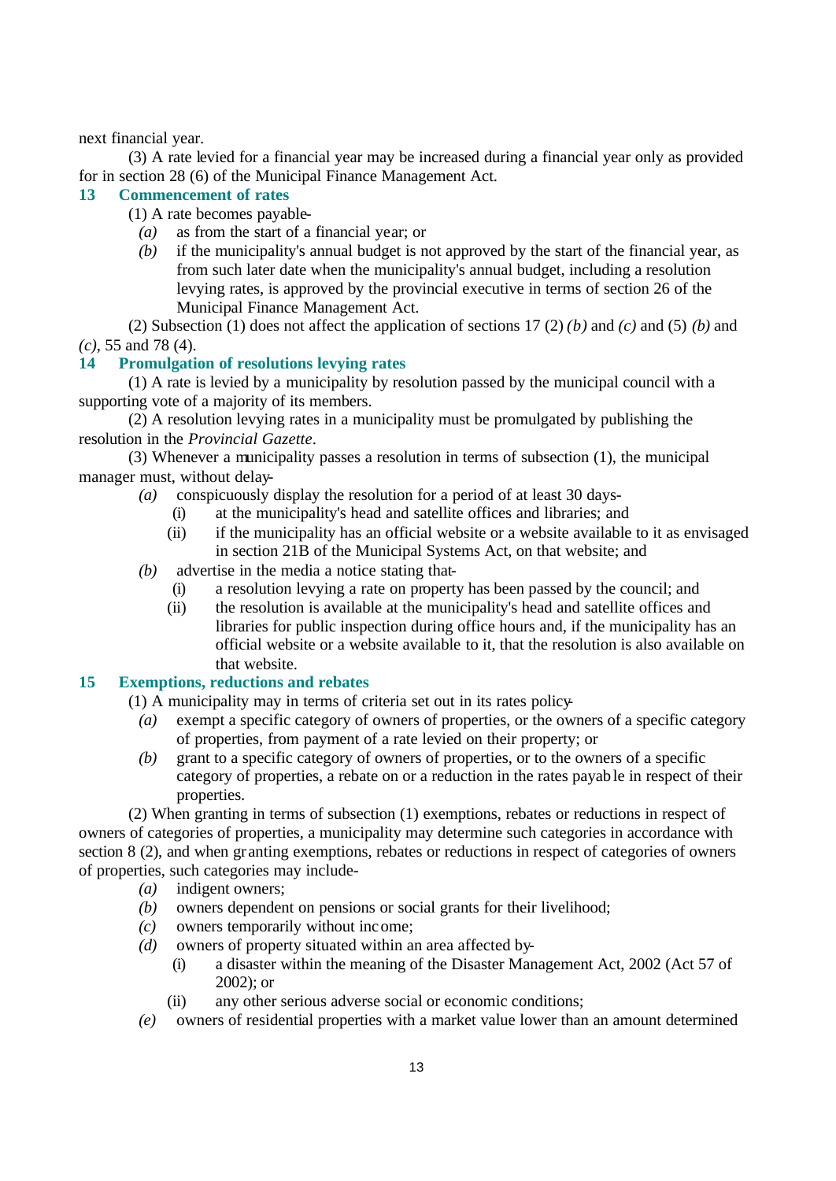next financial year.

(3) A rate levied for a financial year may be increased during a financial year only as provided for in section 28 (6) of the Municipal Finance Management Act.

## 13 Commencement of rates

(1) A rate becomes payable-

*(a)* as from the start of a financial year; or

*(b)* if the municipality's annual budget is not approved by the start of the financial year, as from such later date when the municipality's annual budget, including a resolution levying rates, is approved by the provincial executive in terms of section 26 of the Municipal Finance Management Act.

(2) Subsection (1) does not affect the application of sections 17 (2) *(b)* and *(c)* and (5) *(b)* and *(c)*, 55 and 78 (4).

## 14 Promulgation of resolutions levying rates

(1) A rate is levied by a municipality by resolution passed by the municipal council with a supporting vote of a majority of its members.

(2) A resolution levying rates in a municipality must be promulgated by publishing the resolution in the *Provincial Gazette*.

(3) Whenever a municipality passes a resolution in terms of subsection (1), the municipal manager must, without delay-

*(a)* conspicuously display the resolution for a period of at least 30 days-

(i) at the municipality's head and satellite offices and libraries; and

(ii) if the municipality has an official website or a website available to it as envisaged in section 21B of the Municipal Systems Act, on that website; and

*(b)* advertise in the media a notice stating that-

(i) a resolution levying a rate on property has been passed by the council; and

(ii) the resolution is available at the municipality's head and satellite offices and libraries for public inspection during office hours and, if the municipality has an official website or a website available to it, that the resolution is also available on that website.

## 15 Exemptions, reductions and rebates

(1) A municipality may in terms of criteria set out in its rates policy-

*(a)* exempt a specific category of owners of properties, or the owners of a specific category of properties, from payment of a rate levied on their property; or

*(b)* grant to a specific category of owners of properties, or to the owners of a specific category of properties, a rebate on or a reduction in the rates payable in respect of their properties.

(2) When granting in terms of subsection (1) exemptions, rebates or reductions in respect of owners of categories of properties, a municipality may determine such categories in accordance with section 8 (2), and when granting exemptions, rebates or reductions in respect of categories of owners of properties, such categories may include-

*(a)* indigent owners;

*(b)* owners dependent on pensions or social grants for their livelihood;

*(c)* owners temporarily without income;

*(d)* owners of property situated within an area affected by-

(i) a disaster within the meaning of the Disaster Management Act, 2002 (Act 57 of 2002); or

(ii) any other serious adverse social or economic conditions;

*(e)* owners of residential properties with a market value lower than an amount determined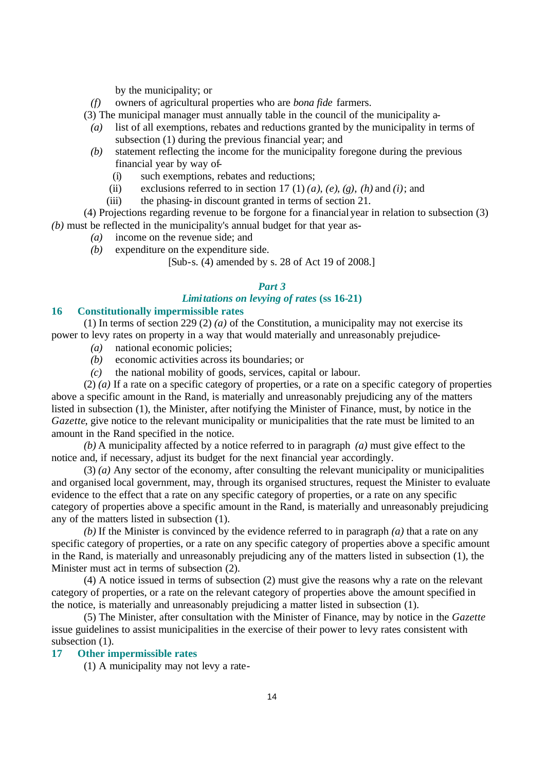by the municipality; or

*(f)* owners of agricultural properties who are *bona fide* farmers.

(3) The municipal manager must annually table in the council of the municipality a-

*(a)* list of all exemptions, rebates and reductions granted by the municipality in terms of subsection (1) during the previous financial year; and

*(b)* statement reflecting the income for the municipality foregone during the previous financial year by way of-

(i) such exemptions, rebates and reductions;

(ii) exclusions referred to in section 17 (1) *(a)*, *(e)*, *(g)*, *(h)* and *(i)*; and

(iii) the phasing-in discount granted in terms of section 21.

(4) Projections regarding revenue to be forgone for a financial year in relation to subsection (3) *(b)* must be reflected in the municipality's annual budget for that year as-

*(a)* income on the revenue side; and

*(b)* expenditure on the expenditure side.

[Sub-s. (4) amended by s. 28 of Act 19 of 2008.]

### *Part 3*

### *Limitations on levying of rates* (ss 16-21)

#### 16 Constitutionally impermissible rates

(1) In terms of section 229 (2) *(a)* of the Constitution, a municipality may not exercise its power to levy rates on property in a way that would materially and unreasonably prejudice-

*(a)* national economic policies;

*(b)* economic activities across its boundaries; or

*(c)* the national mobility of goods, services, capital or labour.

(2) *(a)* If a rate on a specific category of properties, or a rate on a specific category of properties above a specific amount in the Rand, is materially and unreasonably prejudicing any of the matters listed in subsection (1), the Minister, after notifying the Minister of Finance, must, by notice in the *Gazette*, give notice to the relevant municipality or municipalities that the rate must be limited to an amount in the Rand specified in the notice.

*(b)* A municipality affected by a notice referred to in paragraph *(a)* must give effect to the notice and, if necessary, adjust its budget for the next financial year accordingly.

(3) *(a)* Any sector of the economy, after consulting the relevant municipality or municipalities and organised local government, may, through its organised structures, request the Minister to evaluate evidence to the effect that a rate on any specific category of properties, or a rate on any specific category of properties above a specific amount in the Rand, is materially and unreasonably prejudicing any of the matters listed in subsection (1).

*(b)* If the Minister is convinced by the evidence referred to in paragraph *(a)* that a rate on any specific category of properties, or a rate on any specific category of properties above a specific amount in the Rand, is materially and unreasonably prejudicing any of the matters listed in subsection (1), the Minister must act in terms of subsection (2).

(4) A notice issued in terms of subsection (2) must give the reasons why a rate on the relevant category of properties, or a rate on the relevant category of properties above the amount specified in the notice, is materially and unreasonably prejudicing a matter listed in subsection (1).

(5) The Minister, after consultation with the Minister of Finance, may by notice in the *Gazette* issue guidelines to assist municipalities in the exercise of their power to levy rates consistent with subsection (1).

#### 17 Other impermissible rates

(1) A municipality may not levy a rate-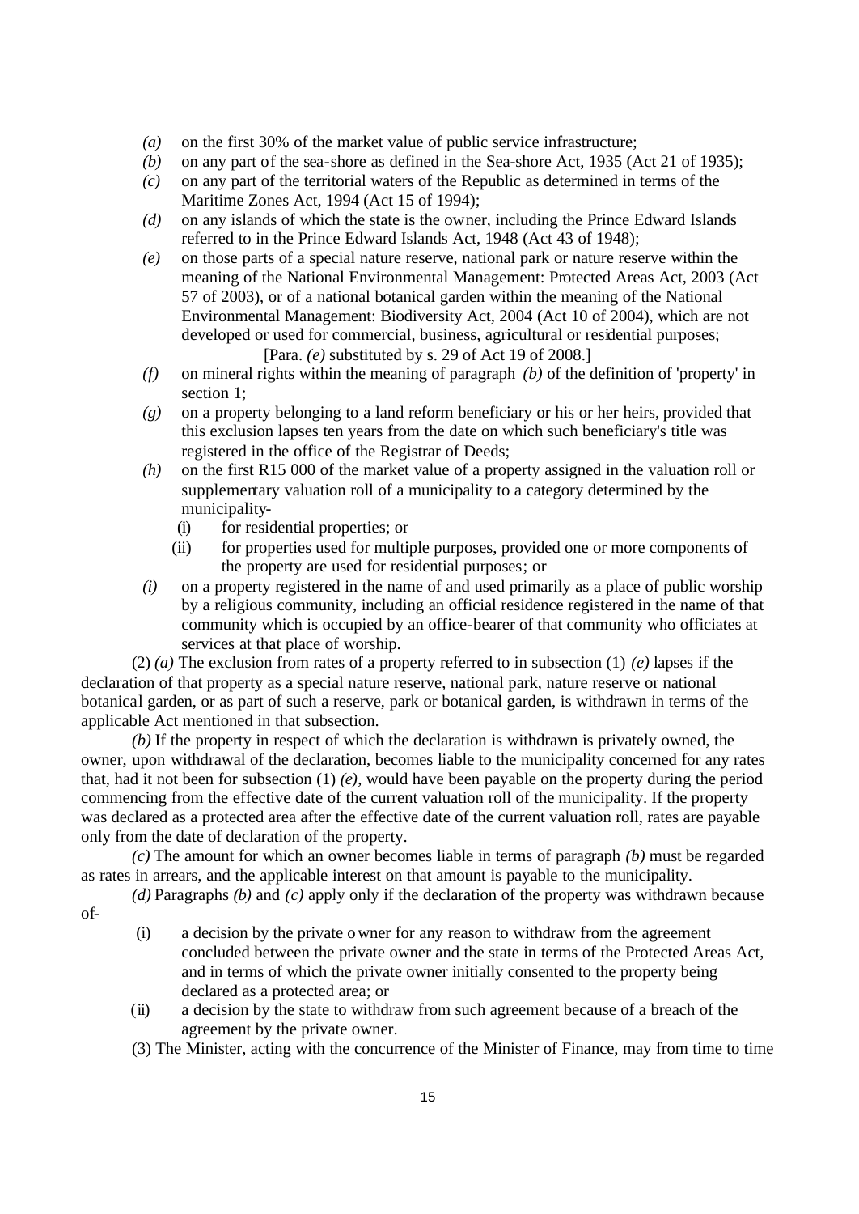*(a)* on the first 30% of the market value of public service infrastructure;

*(b)* on any part of the sea-shore as defined in the Sea-shore Act, 1935 (Act 21 of 1935);

*(c)* on any part of the territorial waters of the Republic as determined in terms of the Maritime Zones Act, 1994 (Act 15 of 1994);

*(d)* on any islands of which the state is the owner, including the Prince Edward Islands referred to in the Prince Edward Islands Act, 1948 (Act 43 of 1948);

*(e)* on those parts of a special nature reserve, national park or nature reserve within the meaning of the National Environmental Management: Protected Areas Act, 2003 (Act 57 of 2003), or of a national botanical garden within the meaning of the National Environmental Management: Biodiversity Act, 2004 (Act 10 of 2004), which are not developed or used for commercial, business, agricultural or residential purposes;

[Para. *(e)* substituted by s. 29 of Act 19 of 2008.]

*(f)* on mineral rights within the meaning of paragraph *(b)* of the definition of 'property' in section 1;

*(g)* on a property belonging to a land reform beneficiary or his or her heirs, provided that this exclusion lapses ten years from the date on which such beneficiary's title was registered in the office of the Registrar of Deeds;

*(h)* on the first R15 000 of the market value of a property assigned in the valuation roll or supplementary valuation roll of a municipality to a category determined by the municipality-

(i) for residential properties; or

(ii) for properties used for multiple purposes, provided one or more components of the property are used for residential purposes; or

*(i)* on a property registered in the name of and used primarily as a place of public worship by a religious community, including an official residence registered in the name of that community which is occupied by an office-bearer of that community who officiates at services at that place of worship.

(2) *(a)* The exclusion from rates of a property referred to in subsection (1) *(e)* lapses if the declaration of that property as a special nature reserve, national park, nature reserve or national botanical garden, or as part of such a reserve, park or botanical garden, is withdrawn in terms of the applicable Act mentioned in that subsection.

*(b)* If the property in respect of which the declaration is withdrawn is privately owned, the owner, upon withdrawal of the declaration, becomes liable to the municipality concerned for any rates that, had it not been for subsection (1) *(e)*, would have been payable on the property during the period commencing from the effective date of the current valuation roll of the municipality. If the property was declared as a protected area after the effective date of the current valuation roll, rates are payable only from the date of declaration of the property.

*(c)* The amount for which an owner becomes liable in terms of paragraph *(b)* must be regarded as rates in arrears, and the applicable interest on that amount is payable to the municipality.

*(d)* Paragraphs *(b)* and *(c)* apply only if the declaration of the property was withdrawn because of-

(i) a decision by the private owner for any reason to withdraw from the agreement concluded between the private owner and the state in terms of the Protected Areas Act, and in terms of which the private owner initially consented to the property being declared as a protected area; or

(ii) a decision by the state to withdraw from such agreement because of a breach of the agreement by the private owner.

(3) The Minister, acting with the concurrence of the Minister of Finance, may from time to time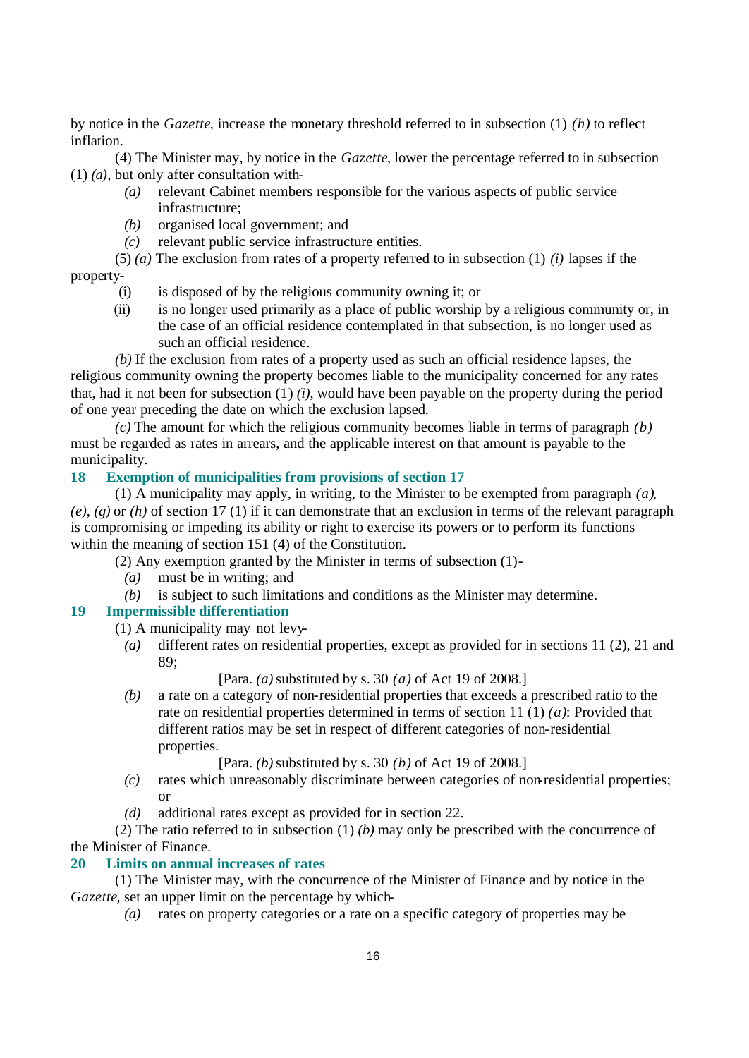by notice in the *Gazette*, increase the monetary threshold referred to in subsection (1) *(h)* to reflect inflation.

(4) The Minister may, by notice in the *Gazette*, lower the percentage referred to in subsection (1) *(a)*, but only after consultation with-

*(a)* relevant Cabinet members responsible for the various aspects of public service infrastructure;

*(b)* organised local government; and

*(c)* relevant public service infrastructure entities.

(5) *(a)* The exclusion from rates of a property referred to in subsection (1) *(i)* lapses if the property-

(i) is disposed of by the religious community owning it; or

(ii) is no longer used primarily as a place of public worship by a religious community or, in the case of an official residence contemplated in that subsection, is no longer used as such an official residence.

*(b)* If the exclusion from rates of a property used as such an official residence lapses, the religious community owning the property becomes liable to the municipality concerned for any rates that, had it not been for subsection (1) *(i)*, would have been payable on the property during the period of one year preceding the date on which the exclusion lapsed.

*(c)* The amount for which the religious community becomes liable in terms of paragraph *(b)* must be regarded as rates in arrears, and the applicable interest on that amount is payable to the municipality.

### 18 Exemption of municipalities from provisions of section 17

(1) A municipality may apply, in writing, to the Minister to be exempted from paragraph *(a)*, *(e)*, *(g)* or *(h)* of section 17 (1) if it can demonstrate that an exclusion in terms of the relevant paragraph is compromising or impeding its ability or right to exercise its powers or to perform its functions within the meaning of section 151 (4) of the Constitution.

(2) Any exemption granted by the Minister in terms of subsection (1)-

*(a)* must be in writing; and

*(b)* is subject to such limitations and conditions as the Minister may determine.

### 19 Impermissible differentiation

(1) A municipality may not levy-

*(a)* different rates on residential properties, except as provided for in sections 11 (2), 21 and 89;

[Para. *(a)* substituted by s. 30 *(a)* of Act 19 of 2008.]

*(b)* a rate on a category of non-residential properties that exceeds a prescribed ratio to the rate on residential properties determined in terms of section 11 (1) *(a)*: Provided that different ratios may be set in respect of different categories of non-residential properties.

[Para. *(b)* substituted by s. 30 *(b)* of Act 19 of 2008.]

*(c)* rates which unreasonably discriminate between categories of non-residential properties; or

*(d)* additional rates except as provided for in section 22.

(2) The ratio referred to in subsection (1) *(b)* may only be prescribed with the concurrence of the Minister of Finance.

### 20 Limits on annual increases of rates

(1) The Minister may, with the concurrence of the Minister of Finance and by notice in the *Gazette*, set an upper limit on the percentage by which-

*(a)* rates on property categories or a rate on a specific category of properties may be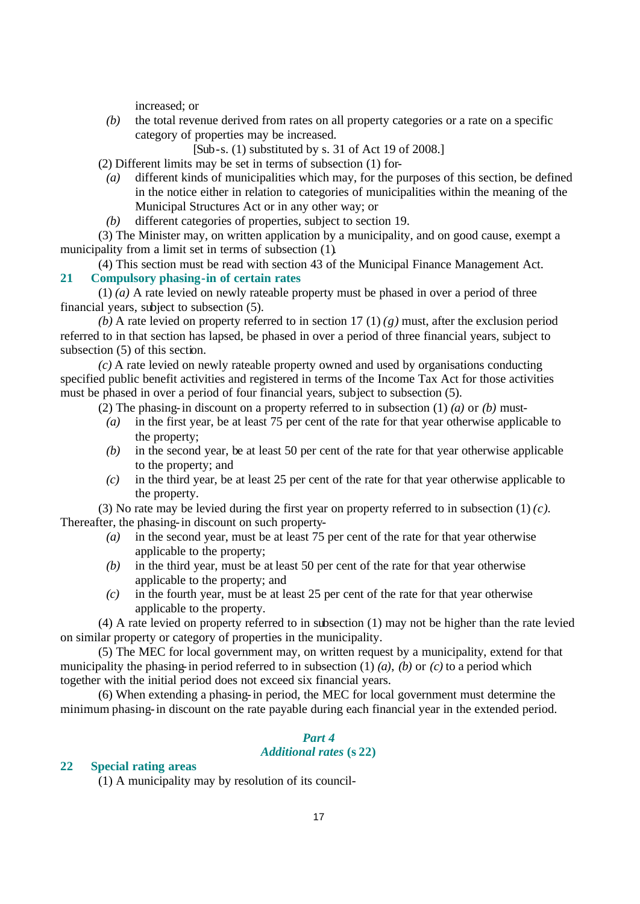increased; or

*(b)* the total revenue derived from rates on all property categories or a rate on a specific category of properties may be increased.

[Sub-s. (1) substituted by s. 31 of Act 19 of 2008.]

(2) Different limits may be set in terms of subsection (1) for-

*(a)* different kinds of municipalities which may, for the purposes of this section, be defined in the notice either in relation to categories of municipalities within the meaning of the Municipal Structures Act or in any other way; or

*(b)* different categories of properties, subject to section 19.

(3) The Minister may, on written application by a municipality, and on good cause, exempt a municipality from a limit set in terms of subsection (1).

(4) This section must be read with section 43 of the Municipal Finance Management Act.

### 21 Compulsory phasing-in of certain rates

(1) *(a)* A rate levied on newly rateable property must be phased in over a period of three financial years, subject to subsection (5).

*(b)* A rate levied on property referred to in section 17 (1) *(g)* must, after the exclusion period referred to in that section has lapsed, be phased in over a period of three financial years, subject to subsection (5) of this section.

*(c)* A rate levied on newly rateable property owned and used by organisations conducting specified public benefit activities and registered in terms of the Income Tax Act for those activities must be phased in over a period of four financial years, subject to subsection (5).

(2) The phasing-in discount on a property referred to in subsection (1) *(a)* or *(b)* must-

*(a)* in the first year, be at least 75 per cent of the rate for that year otherwise applicable to the property;

*(b)* in the second year, be at least 50 per cent of the rate for that year otherwise applicable to the property; and

*(c)* in the third year, be at least 25 per cent of the rate for that year otherwise applicable to the property.

(3) No rate may be levied during the first year on property referred to in subsection (1) *(c)*. Thereafter, the phasing-in discount on such property-

*(a)* in the second year, must be at least 75 per cent of the rate for that year otherwise applicable to the property;

*(b)* in the third year, must be at least 50 per cent of the rate for that year otherwise applicable to the property; and

*(c)* in the fourth year, must be at least 25 per cent of the rate for that year otherwise applicable to the property.

(4) A rate levied on property referred to in subsection (1) may not be higher than the rate levied on similar property or category of properties in the municipality.

(5) The MEC for local government may, on written request by a municipality, extend for that municipality the phasing-in period referred to in subsection (1) *(a)*, *(b)* or *(c)* to a period which together with the initial period does not exceed six financial years.

(6) When extending a phasing-in period, the MEC for local government must determine the minimum phasing-in discount on the rate payable during each financial year in the extended period.

## *Part 4*
## *Additional rates* (s 22)

### 22 Special rating areas

(1) A municipality may by resolution of its council-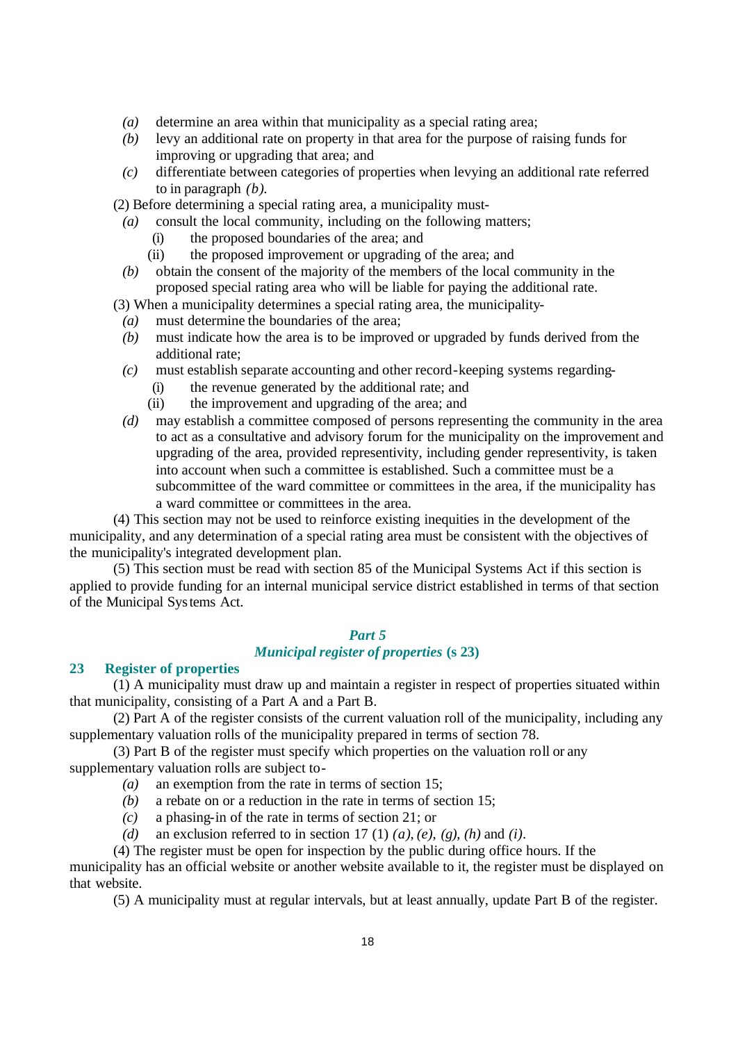*(a)* determine an area within that municipality as a special rating area;

*(b)* levy an additional rate on property in that area for the purpose of raising funds for improving or upgrading that area; and

*(c)* differentiate between categories of properties when levying an additional rate referred to in paragraph *(b).*

(2) Before determining a special rating area, a municipality must-

*(a)* consult the local community, including on the following matters;

(i) the proposed boundaries of the area; and

(ii) the proposed improvement or upgrading of the area; and

*(b)* obtain the consent of the majority of the members of the local community in the proposed special rating area who will be liable for paying the additional rate.

(3) When a municipality determines a special rating area, the municipality-

*(a)* must determine the boundaries of the area;

*(b)* must indicate how the area is to be improved or upgraded by funds derived from the additional rate;

*(c)* must establish separate accounting and other record-keeping systems regarding-

(i) the revenue generated by the additional rate; and

(ii) the improvement and upgrading of the area; and

*(d)* may establish a committee composed of persons representing the community in the area to act as a consultative and advisory forum for the municipality on the improvement and upgrading of the area, provided representivity, including gender representivity, is taken into account when such a committee is established. Such a committee must be a subcommittee of the ward committee or committees in the area, if the municipality has a ward committee or committees in the area.

(4) This section may not be used to reinforce existing inequities in the development of the municipality, and any determination of a special rating area must be consistent with the objectives of the municipality's integrated development plan.

(5) This section must be read with section 85 of the Municipal Systems Act if this section is applied to provide funding for an internal municipal service district established in terms of that section of the Municipal Systems Act.

## *Part 5*
## *Municipal register of properties* (s 23)

### 23 Register of properties

(1) A municipality must draw up and maintain a register in respect of properties situated within that municipality, consisting of a Part A and a Part B.

(2) Part A of the register consists of the current valuation roll of the municipality, including any supplementary valuation rolls of the municipality prepared in terms of section 78.

(3) Part B of the register must specify which properties on the valuation roll or any supplementary valuation rolls are subject to-

*(a)* an exemption from the rate in terms of section 15;

*(b)* a rebate on or a reduction in the rate in terms of section 15;

*(c)* a phasing-in of the rate in terms of section 21; or

*(d)* an exclusion referred to in section 17 (1) *(a)*, *(e)*, *(g)*, *(h)* and *(i)*.

(4) The register must be open for inspection by the public during office hours. If the municipality has an official website or another website available to it, the register must be displayed on that website.

(5) A municipality must at regular intervals, but at least annually, update Part B of the register.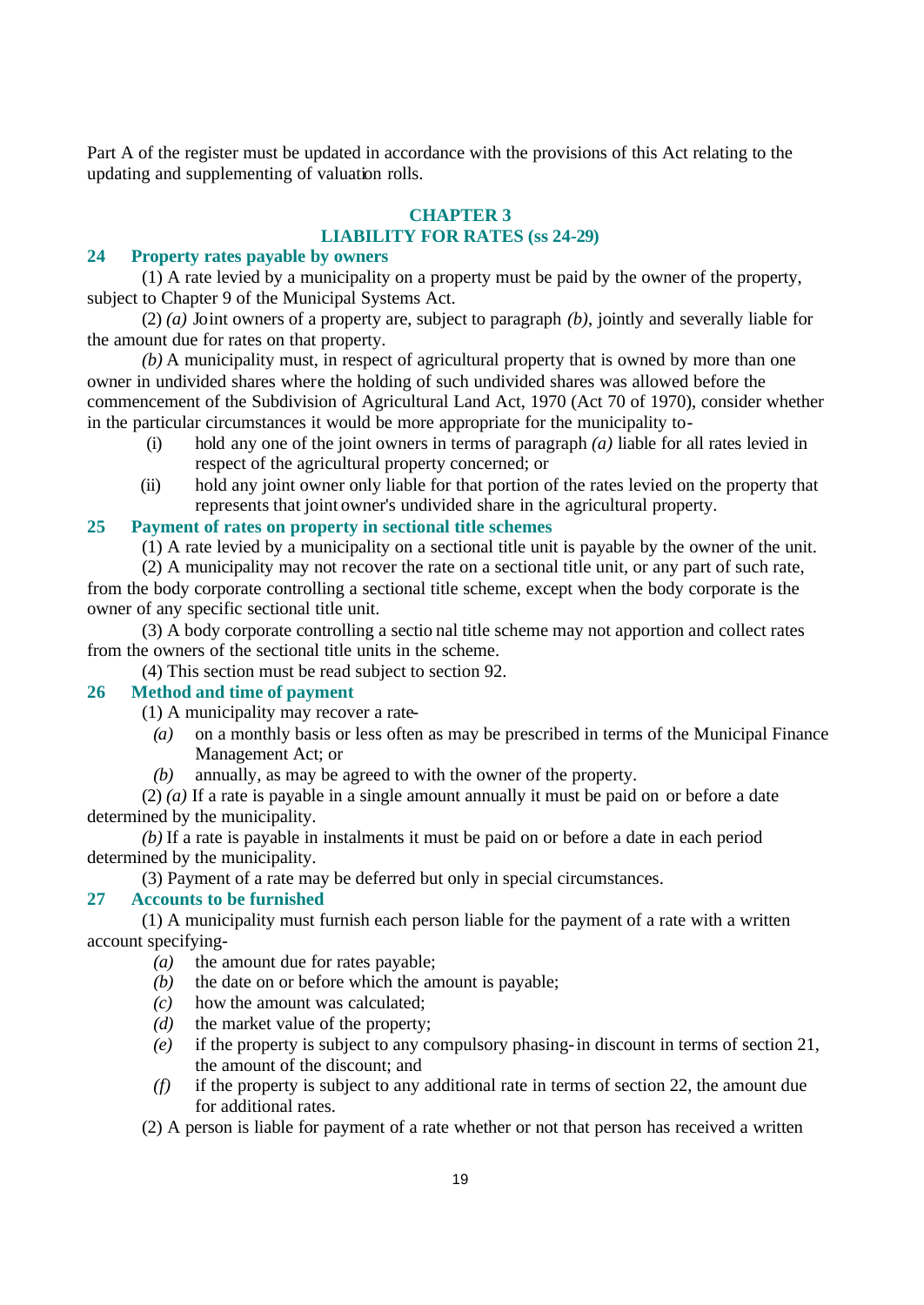Part A of the register must be updated in accordance with the provisions of this Act relating to the updating and supplementing of valuation rolls.

## CHAPTER 3
## LIABILITY FOR RATES (ss 24-29)

### 24 Property rates payable by owners

(1) A rate levied by a municipality on a property must be paid by the owner of the property, subject to Chapter 9 of the Municipal Systems Act.

(2) *(a)* Joint owners of a property are, subject to paragraph *(b)*, jointly and severally liable for the amount due for rates on that property.

*(b)* A municipality must, in respect of agricultural property that is owned by more than one owner in undivided shares where the holding of such undivided shares was allowed before the commencement of the Subdivision of Agricultural Land Act, 1970 (Act 70 of 1970), consider whether in the particular circumstances it would be more appropriate for the municipality to-

- (i) hold any one of the joint owners in terms of paragraph *(a)* liable for all rates levied in respect of the agricultural property concerned; or
- (ii) hold any joint owner only liable for that portion of the rates levied on the property that represents that joint owner's undivided share in the agricultural property.

### 25 Payment of rates on property in sectional title schemes

(1) A rate levied by a municipality on a sectional title unit is payable by the owner of the unit.

(2) A municipality may not recover the rate on a sectional title unit, or any part of such rate, from the body corporate controlling a sectional title scheme, except when the body corporate is the owner of any specific sectional title unit.

(3) A body corporate controlling a sectional title scheme may not apportion and collect rates from the owners of the sectional title units in the scheme.

(4) This section must be read subject to section 92.

### 26 Method and time of payment

(1) A municipality may recover a rate-

- *(a)* on a monthly basis or less often as may be prescribed in terms of the Municipal Finance Management Act; or
- *(b)* annually, as may be agreed to with the owner of the property.

(2) *(a)* If a rate is payable in a single amount annually it must be paid on or before a date determined by the municipality.

*(b)* If a rate is payable in instalments it must be paid on or before a date in each period determined by the municipality.

(3) Payment of a rate may be deferred but only in special circumstances.

### 27 Accounts to be furnished

(1) A municipality must furnish each person liable for the payment of a rate with a written account specifying-

- *(a)* the amount due for rates payable;
- *(b)* the date on or before which the amount is payable;
- *(c)* how the amount was calculated;
- *(d)* the market value of the property;
- *(e)* if the property is subject to any compulsory phasing-in discount in terms of section 21, the amount of the discount; and
- *(f)* if the property is subject to any additional rate in terms of section 22, the amount due for additional rates.

(2) A person is liable for payment of a rate whether or not that person has received a written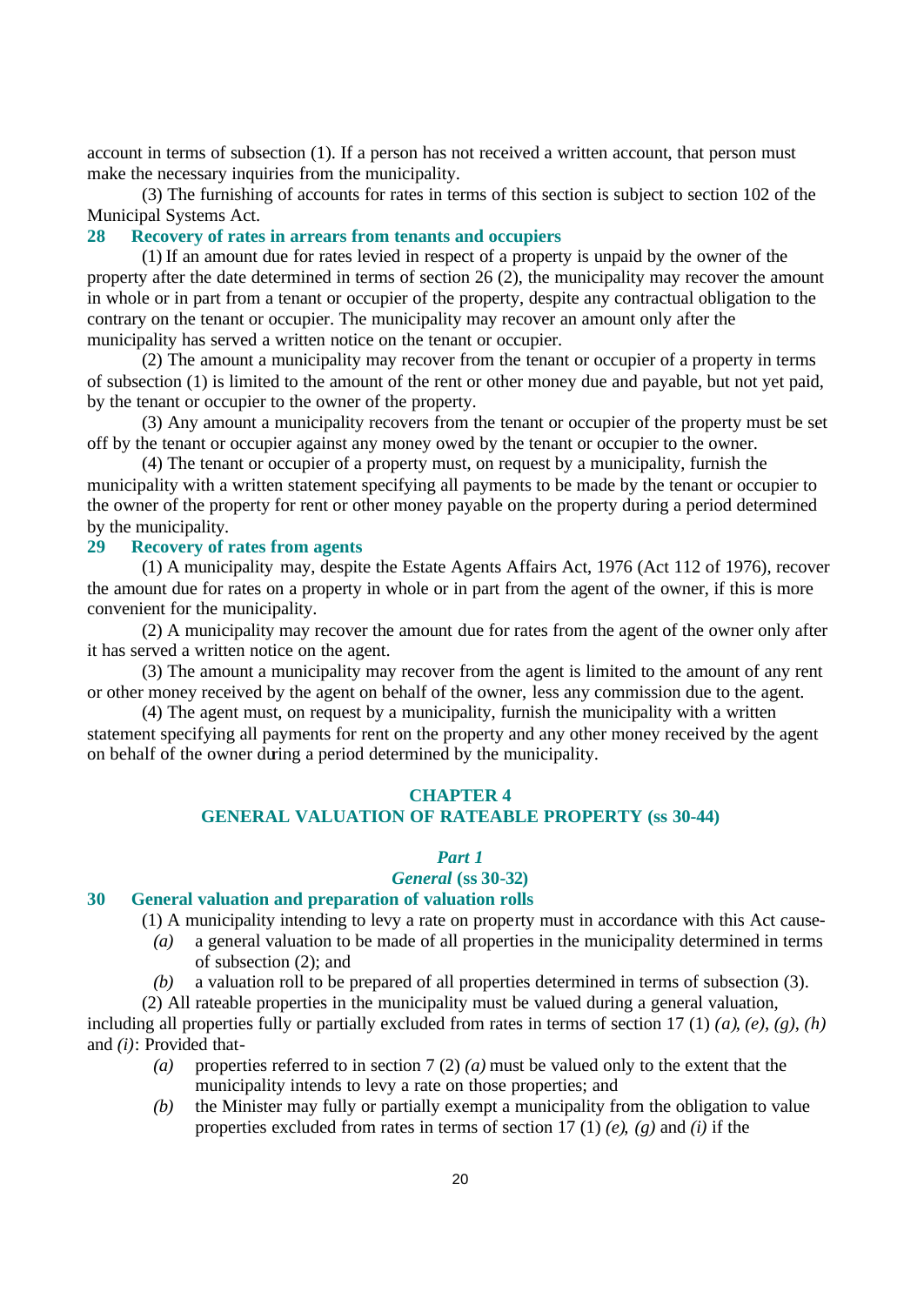account in terms of subsection (1). If a person has not received a written account, that person must make the necessary inquiries from the municipality.

(3) The furnishing of accounts for rates in terms of this section is subject to section 102 of the Municipal Systems Act.

### 28 Recovery of rates in arrears from tenants and occupiers

(1) If an amount due for rates levied in respect of a property is unpaid by the owner of the property after the date determined in terms of section 26 (2), the municipality may recover the amount in whole or in part from a tenant or occupier of the property, despite any contractual obligation to the contrary on the tenant or occupier. The municipality may recover an amount only after the municipality has served a written notice on the tenant or occupier.

(2) The amount a municipality may recover from the tenant or occupier of a property in terms of subsection (1) is limited to the amount of the rent or other money due and payable, but not yet paid, by the tenant or occupier to the owner of the property.

(3) Any amount a municipality recovers from the tenant or occupier of the property must be set off by the tenant or occupier against any money owed by the tenant or occupier to the owner.

(4) The tenant or occupier of a property must, on request by a municipality, furnish the municipality with a written statement specifying all payments to be made by the tenant or occupier to the owner of the property for rent or other money payable on the property during a period determined by the municipality.

### 29 Recovery of rates from agents

(1) A municipality may, despite the Estate Agents Affairs Act, 1976 (Act 112 of 1976), recover the amount due for rates on a property in whole or in part from the agent of the owner, if this is more convenient for the municipality.

(2) A municipality may recover the amount due for rates from the agent of the owner only after it has served a written notice on the agent.

(3) The amount a municipality may recover from the agent is limited to the amount of any rent or other money received by the agent on behalf of the owner, less any commission due to the agent.

(4) The agent must, on request by a municipality, furnish the municipality with a written statement specifying all payments for rent on the property and any other money received by the agent on behalf of the owner during a period determined by the municipality.

## CHAPTER 4
## GENERAL VALUATION OF RATEABLE PROPERTY (ss 30-44)

### *Part 1*
### *General* (ss 30-32)

### 30 General valuation and preparation of valuation rolls

(1) A municipality intending to levy a rate on property must in accordance with this Act cause-

- *(a)* a general valuation to be made of all properties in the municipality determined in terms of subsection (2); and
- *(b)* a valuation roll to be prepared of all properties determined in terms of subsection (3).

(2) All rateable properties in the municipality must be valued during a general valuation, including all properties fully or partially excluded from rates in terms of section 17 (1) *(a)*, *(e)*, *(g)*, *(h)* and *(i)*: Provided that-

- *(a)* properties referred to in section 7 (2) *(a)* must be valued only to the extent that the municipality intends to levy a rate on those properties; and
- *(b)* the Minister may fully or partially exempt a municipality from the obligation to value properties excluded from rates in terms of section 17 (1) *(e)*, *(g)* and *(i)* if the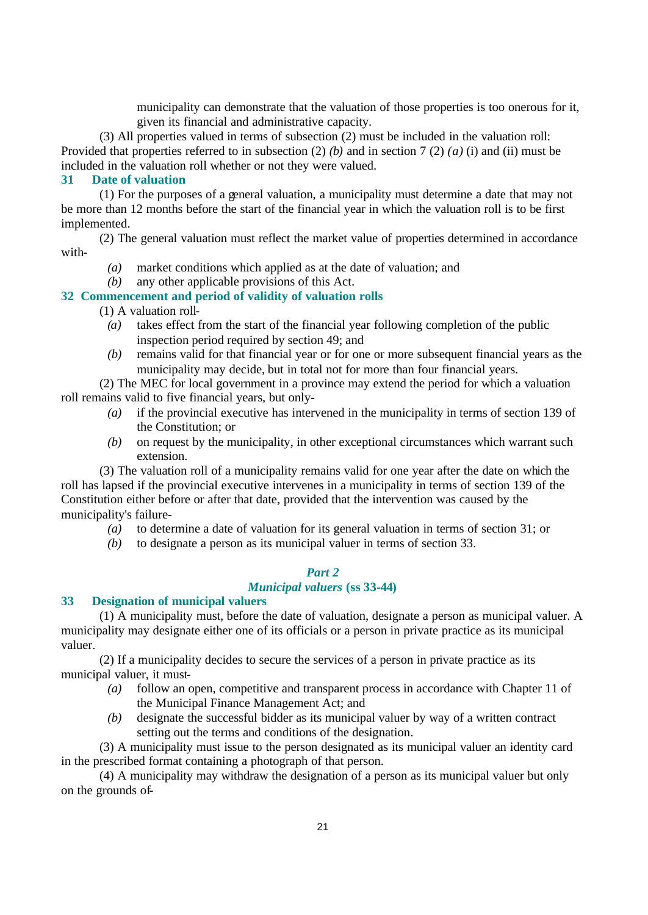municipality can demonstrate that the valuation of those properties is too onerous for it, given its financial and administrative capacity.

(3) All properties valued in terms of subsection (2) must be included in the valuation roll: Provided that properties referred to in subsection (2) *(b)* and in section 7 (2) *(a)* (i) and (ii) must be included in the valuation roll whether or not they were valued.

### 31 Date of valuation

(1) For the purposes of a general valuation, a municipality must determine a date that may not be more than 12 months before the start of the financial year in which the valuation roll is to be first implemented.

(2) The general valuation must reflect the market value of properties determined in accordance with-

*(a)* market conditions which applied as at the date of valuation; and

*(b)* any other applicable provisions of this Act.

### 32 Commencement and period of validity of valuation rolls

(1) A valuation roll-

*(a)* takes effect from the start of the financial year following completion of the public inspection period required by section 49; and

*(b)* remains valid for that financial year or for one or more subsequent financial years as the municipality may decide, but in total not for more than four financial years.

(2) The MEC for local government in a province may extend the period for which a valuation roll remains valid to five financial years, but only-

*(a)* if the provincial executive has intervened in the municipality in terms of section 139 of the Constitution; or

*(b)* on request by the municipality, in other exceptional circumstances which warrant such extension.

(3) The valuation roll of a municipality remains valid for one year after the date on which the roll has lapsed if the provincial executive intervenes in a municipality in terms of section 139 of the Constitution either before or after that date, provided that the intervention was caused by the municipality's failure-

*(a)* to determine a date of valuation for its general valuation in terms of section 31; or

*(b)* to designate a person as its municipal valuer in terms of section 33.

## *Part 2*
## *Municipal valuers* (ss 33-44)

### 33 Designation of municipal valuers

(1) A municipality must, before the date of valuation, designate a person as municipal valuer. A municipality may designate either one of its officials or a person in private practice as its municipal valuer.

(2) If a municipality decides to secure the services of a person in private practice as its municipal valuer, it must-

*(a)* follow an open, competitive and transparent process in accordance with Chapter 11 of the Municipal Finance Management Act; and

*(b)* designate the successful bidder as its municipal valuer by way of a written contract setting out the terms and conditions of the designation.

(3) A municipality must issue to the person designated as its municipal valuer an identity card in the prescribed format containing a photograph of that person.

(4) A municipality may withdraw the designation of a person as its municipal valuer but only on the grounds of-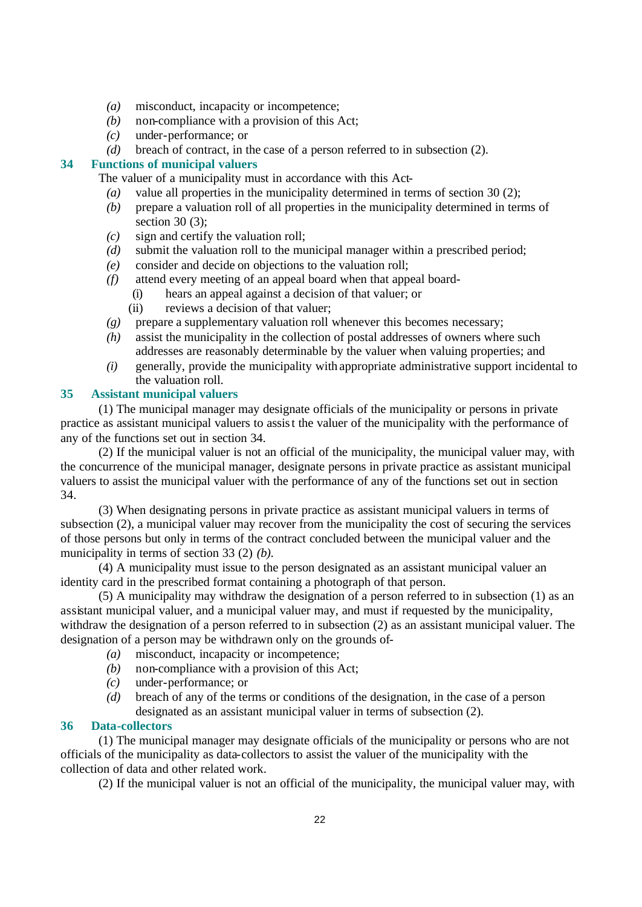- *(a)* misconduct, incapacity or incompetence;
- *(b)* non-compliance with a provision of this Act;
- *(c)* under-performance; or
- *(d)* breach of contract, in the case of a person referred to in subsection (2).

### 34 Functions of municipal valuers

The valuer of a municipality must in accordance with this Act-

- *(a)* value all properties in the municipality determined in terms of section 30 (2);
- *(b)* prepare a valuation roll of all properties in the municipality determined in terms of section 30 (3);
- *(c)* sign and certify the valuation roll;
- *(d)* submit the valuation roll to the municipal manager within a prescribed period;
- *(e)* consider and decide on objections to the valuation roll;
- *(f)* attend every meeting of an appeal board when that appeal board-
  - (i) hears an appeal against a decision of that valuer; or
  - (ii) reviews a decision of that valuer;
- *(g)* prepare a supplementary valuation roll whenever this becomes necessary;
- *(h)* assist the municipality in the collection of postal addresses of owners where such addresses are reasonably determinable by the valuer when valuing properties; and
- *(i)* generally, provide the municipality with appropriate administrative support incidental to the valuation roll.

### 35 Assistant municipal valuers

(1) The municipal manager may designate officials of the municipality or persons in private practice as assistant municipal valuers to assist the valuer of the municipality with the performance of any of the functions set out in section 34.

(2) If the municipal valuer is not an official of the municipality, the municipal valuer may, with the concurrence of the municipal manager, designate persons in private practice as assistant municipal valuers to assist the municipal valuer with the performance of any of the functions set out in section 34.

(3) When designating persons in private practice as assistant municipal valuers in terms of subsection (2), a municipal valuer may recover from the municipality the cost of securing the services of those persons but only in terms of the contract concluded between the municipal valuer and the municipality in terms of section 33 (2) *(b)*.

(4) A municipality must issue to the person designated as an assistant municipal valuer an identity card in the prescribed format containing a photograph of that person.

(5) A municipality may withdraw the designation of a person referred to in subsection (1) as an assistant municipal valuer, and a municipal valuer may, and must if requested by the municipality, withdraw the designation of a person referred to in subsection (2) as an assistant municipal valuer. The designation of a person may be withdrawn only on the grounds of-

- *(a)* misconduct, incapacity or incompetence;
- *(b)* non-compliance with a provision of this Act;
- *(c)* under-performance; or
- *(d)* breach of any of the terms or conditions of the designation, in the case of a person designated as an assistant municipal valuer in terms of subsection (2).

### 36 Data-collectors

(1) The municipal manager may designate officials of the municipality or persons who are not officials of the municipality as data-collectors to assist the valuer of the municipality with the collection of data and other related work.

(2) If the municipal valuer is not an official of the municipality, the municipal valuer may, with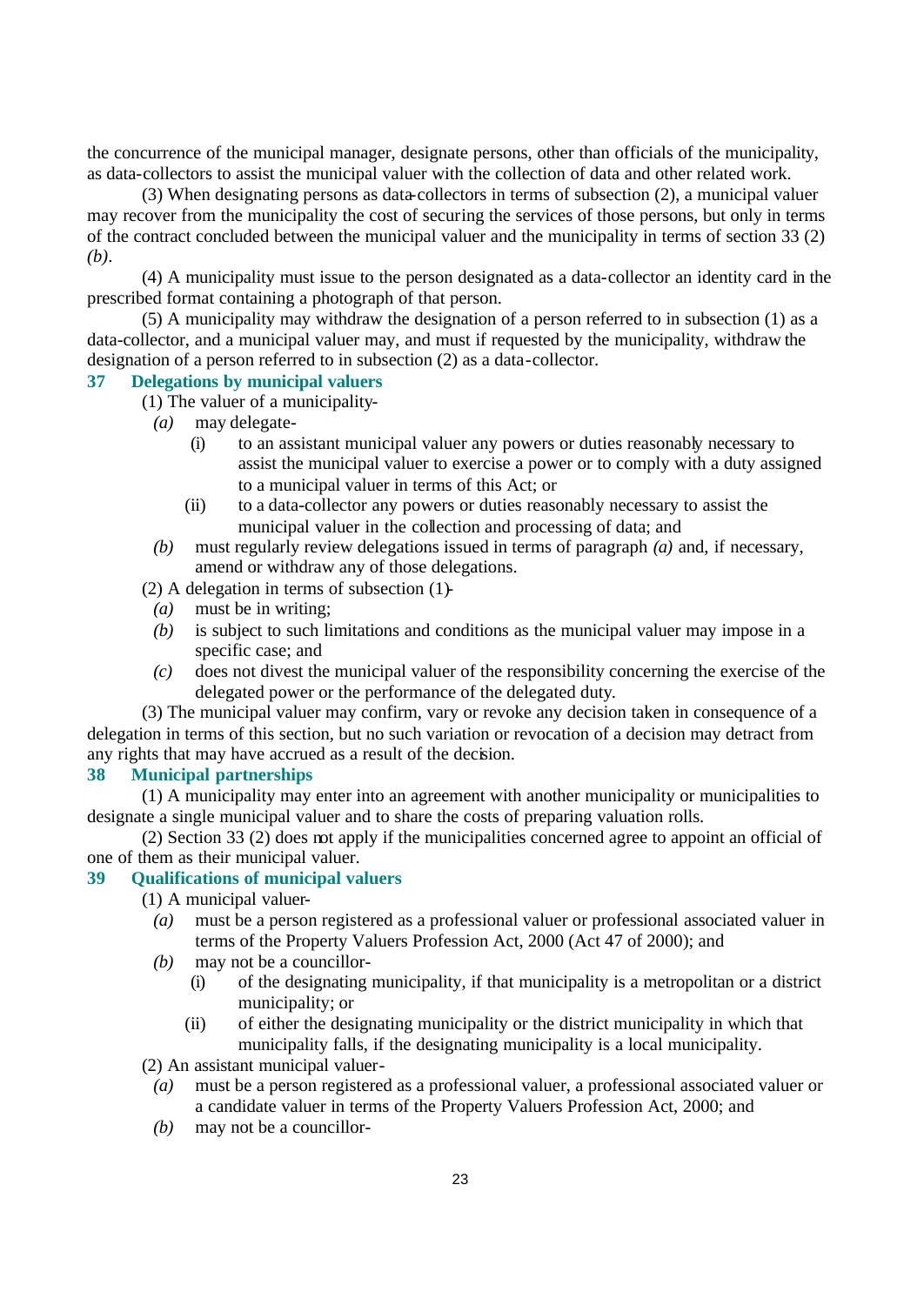the concurrence of the municipal manager, designate persons, other than officials of the municipality, as data-collectors to assist the municipal valuer with the collection of data and other related work.

(3) When designating persons as data-collectors in terms of subsection (2), a municipal valuer may recover from the municipality the cost of securing the services of those persons, but only in terms of the contract concluded between the municipal valuer and the municipality in terms of section 33 (2) *(b)*.

(4) A municipality must issue to the person designated as a data-collector an identity card in the prescribed format containing a photograph of that person.

(5) A municipality may withdraw the designation of a person referred to in subsection (1) as a data-collector, and a municipal valuer may, and must if requested by the municipality, withdraw the designation of a person referred to in subsection (2) as a data-collector.

### 37 Delegations by municipal valuers

(1) The valuer of a municipality-

*(a)* may delegate-

(i) to an assistant municipal valuer any powers or duties reasonably necessary to assist the municipal valuer to exercise a power or to comply with a duty assigned to a municipal valuer in terms of this Act; or

(ii) to a data-collector any powers or duties reasonably necessary to assist the municipal valuer in the collection and processing of data; and

*(b)* must regularly review delegations issued in terms of paragraph *(a)* and, if necessary, amend or withdraw any of those delegations.

(2) A delegation in terms of subsection (1)-

*(a)* must be in writing;

*(b)* is subject to such limitations and conditions as the municipal valuer may impose in a specific case; and

*(c)* does not divest the municipal valuer of the responsibility concerning the exercise of the delegated power or the performance of the delegated duty.

(3) The municipal valuer may confirm, vary or revoke any decision taken in consequence of a delegation in terms of this section, but no such variation or revocation of a decision may detract from any rights that may have accrued as a result of the decision.

### 38 Municipal partnerships

(1) A municipality may enter into an agreement with another municipality or municipalities to designate a single municipal valuer and to share the costs of preparing valuation rolls.

(2) Section 33 (2) does not apply if the municipalities concerned agree to appoint an official of one of them as their municipal valuer.

### 39 Qualifications of municipal valuers

(1) A municipal valuer-

*(a)* must be a person registered as a professional valuer or professional associated valuer in terms of the Property Valuers Profession Act, 2000 (Act 47 of 2000); and

*(b)* may not be a councillor-

(i) of the designating municipality, if that municipality is a metropolitan or a district municipality; or

(ii) of either the designating municipality or the district municipality in which that municipality falls, if the designating municipality is a local municipality.

(2) An assistant municipal valuer-

*(a)* must be a person registered as a professional valuer, a professional associated valuer or a candidate valuer in terms of the Property Valuers Profession Act, 2000; and

*(b)* may not be a councillor-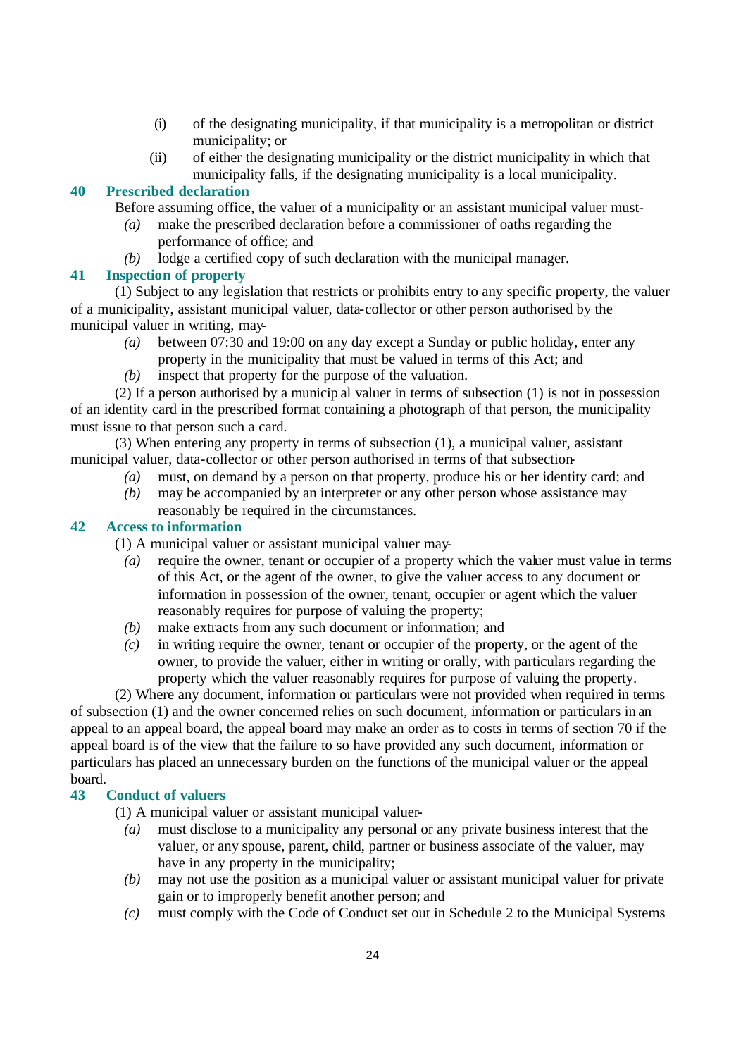(i) of the designating municipality, if that municipality is a metropolitan or district municipality; or

(ii) of either the designating municipality or the district municipality in which that municipality falls, if the designating municipality is a local municipality.

### 40 Prescribed declaration

Before assuming office, the valuer of a municipality or an assistant municipal valuer must-

*(a)* make the prescribed declaration before a commissioner of oaths regarding the performance of office; and

*(b)* lodge a certified copy of such declaration with the municipal manager.

### 41 Inspection of property

(1) Subject to any legislation that restricts or prohibits entry to any specific property, the valuer of a municipality, assistant municipal valuer, data-collector or other person authorised by the municipal valuer in writing, may-

*(a)* between 07:30 and 19:00 on any day except a Sunday or public holiday, enter any property in the municipality that must be valued in terms of this Act; and

*(b)* inspect that property for the purpose of the valuation.

(2) If a person authorised by a municip al valuer in terms of subsection (1) is not in possession of an identity card in the prescribed format containing a photograph of that person, the municipality must issue to that person such a card.

(3) When entering any property in terms of subsection (1), a municipal valuer, assistant municipal valuer, data-collector or other person authorised in terms of that subsection-

*(a)* must, on demand by a person on that property, produce his or her identity card; and

*(b)* may be accompanied by an interpreter or any other person whose assistance may reasonably be required in the circumstances.

### 42 Access to information

(1) A municipal valuer or assistant municipal valuer may-

*(a)* require the owner, tenant or occupier of a property which the valuer must value in terms of this Act, or the agent of the owner, to give the valuer access to any document or information in possession of the owner, tenant, occupier or agent which the valuer reasonably requires for purpose of valuing the property;

*(b)* make extracts from any such document or information; and

*(c)* in writing require the owner, tenant or occupier of the property, or the agent of the owner, to provide the valuer, either in writing or orally, with particulars regarding the property which the valuer reasonably requires for purpose of valuing the property.

(2) Where any document, information or particulars were not provided when required in terms of subsection (1) and the owner concerned relies on such document, information or particulars in an appeal to an appeal board, the appeal board may make an order as to costs in terms of section 70 if the appeal board is of the view that the failure to so have provided any such document, information or particulars has placed an unnecessary burden on the functions of the municipal valuer or the appeal board.

### 43 Conduct of valuers

(1) A municipal valuer or assistant municipal valuer-

*(a)* must disclose to a municipality any personal or any private business interest that the valuer, or any spouse, parent, child, partner or business associate of the valuer, may have in any property in the municipality;

*(b)* may not use the position as a municipal valuer or assistant municipal valuer for private gain or to improperly benefit another person; and

*(c)* must comply with the Code of Conduct set out in Schedule 2 to the Municipal Systems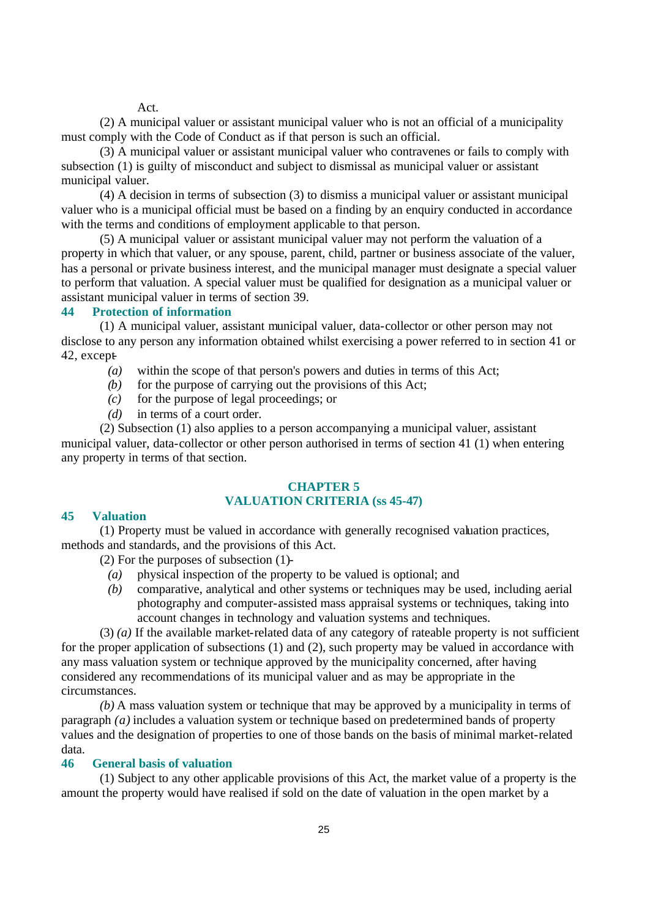Act.

(2) A municipal valuer or assistant municipal valuer who is not an official of a municipality must comply with the Code of Conduct as if that person is such an official.

(3) A municipal valuer or assistant municipal valuer who contravenes or fails to comply with subsection (1) is guilty of misconduct and subject to dismissal as municipal valuer or assistant municipal valuer.

(4) A decision in terms of subsection (3) to dismiss a municipal valuer or assistant municipal valuer who is a municipal official must be based on a finding by an enquiry conducted in accordance with the terms and conditions of employment applicable to that person.

(5) A municipal valuer or assistant municipal valuer may not perform the valuation of a property in which that valuer, or any spouse, parent, child, partner or business associate of the valuer, has a personal or private business interest, and the municipal manager must designate a special valuer to perform that valuation. A special valuer must be qualified for designation as a municipal valuer or assistant municipal valuer in terms of section 39.

### 44 Protection of information

(1) A municipal valuer, assistant municipal valuer, data-collector or other person may not disclose to any person any information obtained whilst exercising a power referred to in section 41 or 42, except-

*(a)* within the scope of that person's powers and duties in terms of this Act;
*(b)* for the purpose of carrying out the provisions of this Act;
*(c)* for the purpose of legal proceedings; or
*(d)* in terms of a court order.

(2) Subsection (1) also applies to a person accompanying a municipal valuer, assistant municipal valuer, data-collector or other person authorised in terms of section 41 (1) when entering any property in terms of that section.

## CHAPTER 5
## VALUATION CRITERIA (ss 45-47)

### 45 Valuation

(1) Property must be valued in accordance with generally recognised valuation practices, methods and standards, and the provisions of this Act.

(2) For the purposes of subsection (1)-

*(a)* physical inspection of the property to be valued is optional; and
*(b)* comparative, analytical and other systems or techniques may be used, including aerial photography and computer-assisted mass appraisal systems or techniques, taking into account changes in technology and valuation systems and techniques.

(3) *(a)* If the available market-related data of any category of rateable property is not sufficient for the proper application of subsections (1) and (2), such property may be valued in accordance with any mass valuation system or technique approved by the municipality concerned, after having considered any recommendations of its municipal valuer and as may be appropriate in the circumstances.

*(b)* A mass valuation system or technique that may be approved by a municipality in terms of paragraph *(a)* includes a valuation system or technique based on predetermined bands of property values and the designation of properties to one of those bands on the basis of minimal market-related data.

### 46 General basis of valuation

(1) Subject to any other applicable provisions of this Act, the market value of a property is the amount the property would have realised if sold on the date of valuation in the open market by a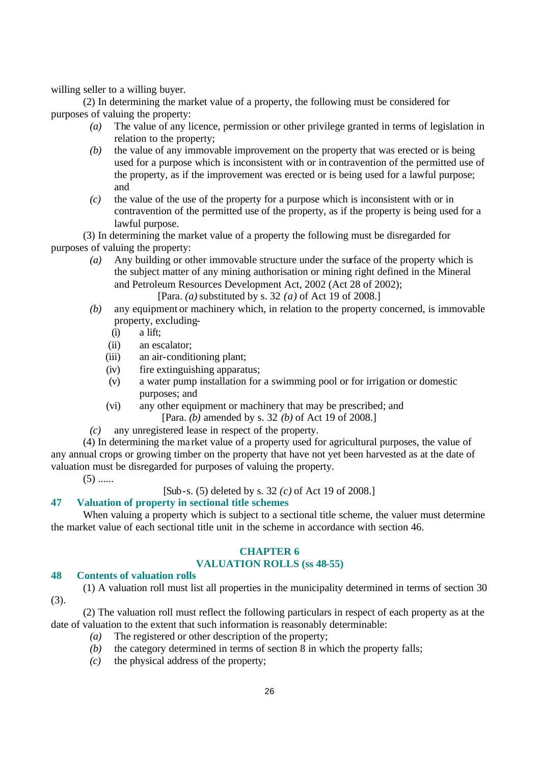willing seller to a willing buyer.

(2) In determining the market value of a property, the following must be considered for purposes of valuing the property:

*(a)* The value of any licence, permission or other privilege granted in terms of legislation in relation to the property;

*(b)* the value of any immovable improvement on the property that was erected or is being used for a purpose which is inconsistent with or in contravention of the permitted use of the property, as if the improvement was erected or is being used for a lawful purpose; and

*(c)* the value of the use of the property for a purpose which is inconsistent with or in contravention of the permitted use of the property, as if the property is being used for a lawful purpose.

(3) In determining the market value of a property the following must be disregarded for purposes of valuing the property:

*(a)* Any building or other immovable structure under the surface of the property which is the subject matter of any mining authorisation or mining right defined in the Mineral and Petroleum Resources Development Act, 2002 (Act 28 of 2002);

[Para. *(a)* substituted by s. 32 *(a)* of Act 19 of 2008.]

*(b)* any equipment or machinery which, in relation to the property concerned, is immovable property, excluding-

(i) a lift;

(ii) an escalator;

(iii) an air-conditioning plant;

(iv) fire extinguishing apparatus;

(v) a water pump installation for a swimming pool or for irrigation or domestic purposes; and

(vi) any other equipment or machinery that may be prescribed; and

[Para. *(b)* amended by s. 32 *(b)* of Act 19 of 2008.]

*(c)* any unregistered lease in respect of the property.

(4) In determining the market value of a property used for agricultural purposes, the value of any annual crops or growing timber on the property that have not yet been harvested as at the date of valuation must be disregarded for purposes of valuing the property.

(5) ......

[Sub-s. (5) deleted by s. 32 *(c)* of Act 19 of 2008.]

### 47 Valuation of property in sectional title schemes

When valuing a property which is subject to a sectional title scheme, the valuer must determine the market value of each sectional title unit in the scheme in accordance with section 46.

## CHAPTER 6
## VALUATION ROLLS (ss 48-55)

### 48 Contents of valuation rolls

(1) A valuation roll must list all properties in the municipality determined in terms of section 30 (3).

(2) The valuation roll must reflect the following particulars in respect of each property as at the date of valuation to the extent that such information is reasonably determinable:

*(a)* The registered or other description of the property;

*(b)* the category determined in terms of section 8 in which the property falls;

*(c)* the physical address of the property;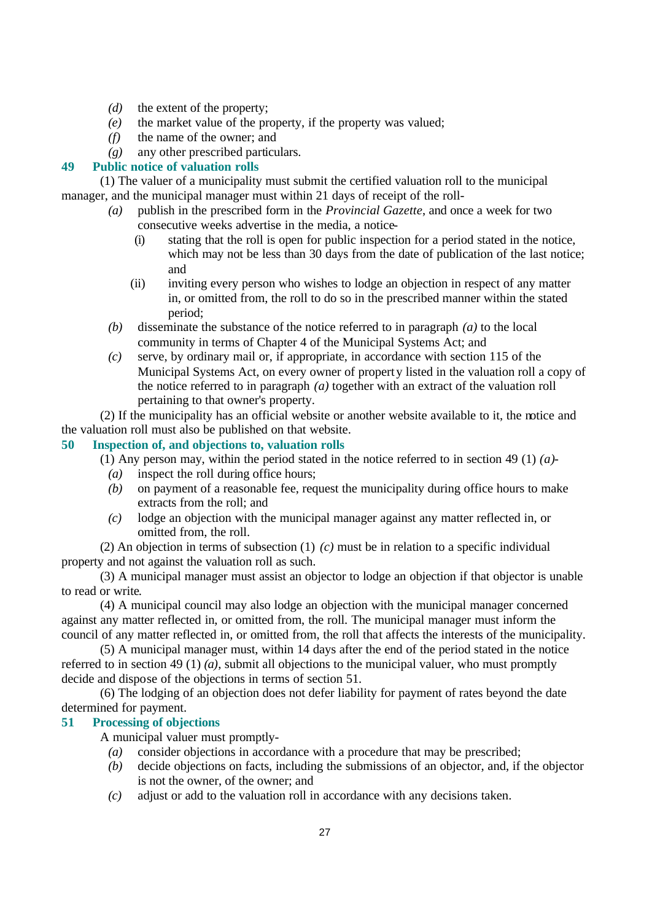*(d)* the extent of the property;
*(e)* the market value of the property, if the property was valued;
*(f)* the name of the owner; and
*(g)* any other prescribed particulars.

### 49 Public notice of valuation rolls

(1) The valuer of a municipality must submit the certified valuation roll to the municipal manager, and the municipal manager must within 21 days of receipt of the roll-

*(a)* publish in the prescribed form in the *Provincial Gazette*, and once a week for two consecutive weeks advertise in the media, a notice-

(i) stating that the roll is open for public inspection for a period stated in the notice, which may not be less than 30 days from the date of publication of the last notice; and

(ii) inviting every person who wishes to lodge an objection in respect of any matter in, or omitted from, the roll to do so in the prescribed manner within the stated period;

*(b)* disseminate the substance of the notice referred to in paragraph *(a)* to the local community in terms of Chapter 4 of the Municipal Systems Act; and

*(c)* serve, by ordinary mail or, if appropriate, in accordance with section 115 of the Municipal Systems Act, on every owner of property listed in the valuation roll a copy of the notice referred to in paragraph *(a)* together with an extract of the valuation roll pertaining to that owner's property.

(2) If the municipality has an official website or another website available to it, the notice and the valuation roll must also be published on that website.

### 50 Inspection of, and objections to, valuation rolls

(1) Any person may, within the period stated in the notice referred to in section 49 (1) *(a)*-

*(a)* inspect the roll during office hours;
*(b)* on payment of a reasonable fee, request the municipality during office hours to make extracts from the roll; and
*(c)* lodge an objection with the municipal manager against any matter reflected in, or omitted from, the roll.

(2) An objection in terms of subsection (1) *(c)* must be in relation to a specific individual property and not against the valuation roll as such.

(3) A municipal manager must assist an objector to lodge an objection if that objector is unable to read or write.

(4) A municipal council may also lodge an objection with the municipal manager concerned against any matter reflected in, or omitted from, the roll. The municipal manager must inform the council of any matter reflected in, or omitted from, the roll that affects the interests of the municipality.

(5) A municipal manager must, within 14 days after the end of the period stated in the notice referred to in section 49 (1) *(a)*, submit all objections to the municipal valuer, who must promptly decide and dispose of the objections in terms of section 51.

(6) The lodging of an objection does not defer liability for payment of rates beyond the date determined for payment.

### 51 Processing of objections

A municipal valuer must promptly-

*(a)* consider objections in accordance with a procedure that may be prescribed;
*(b)* decide objections on facts, including the submissions of an objector, and, if the objector is not the owner, of the owner; and
*(c)* adjust or add to the valuation roll in accordance with any decisions taken.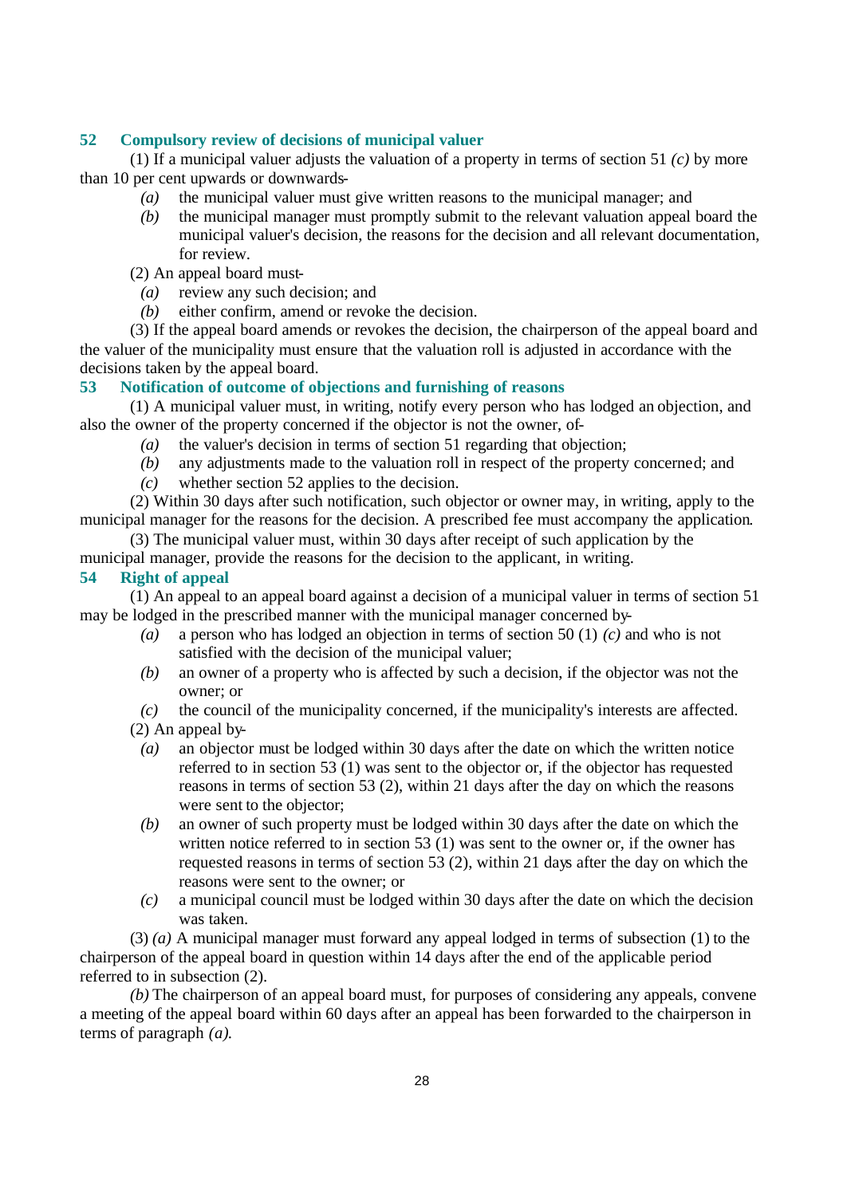### 52 Compulsory review of decisions of municipal valuer

(1) If a municipal valuer adjusts the valuation of a property in terms of section 51 *(c)* by more than 10 per cent upwards or downwards-

*(a)* the municipal valuer must give written reasons to the municipal manager; and

*(b)* the municipal manager must promptly submit to the relevant valuation appeal board the municipal valuer's decision, the reasons for the decision and all relevant documentation, for review.

(2) An appeal board must-

*(a)* review any such decision; and

*(b)* either confirm, amend or revoke the decision.

(3) If the appeal board amends or revokes the decision, the chairperson of the appeal board and the valuer of the municipality must ensure that the valuation roll is adjusted in accordance with the decisions taken by the appeal board.

### 53 Notification of outcome of objections and furnishing of reasons

(1) A municipal valuer must, in writing, notify every person who has lodged an objection, and also the owner of the property concerned if the objector is not the owner, of-

*(a)* the valuer's decision in terms of section 51 regarding that objection;

*(b)* any adjustments made to the valuation roll in respect of the property concerned; and

*(c)* whether section 52 applies to the decision.

(2) Within 30 days after such notification, such objector or owner may, in writing, apply to the municipal manager for the reasons for the decision. A prescribed fee must accompany the application.

(3) The municipal valuer must, within 30 days after receipt of such application by the municipal manager, provide the reasons for the decision to the applicant, in writing.

### 54 Right of appeal

(1) An appeal to an appeal board against a decision of a municipal valuer in terms of section 51 may be lodged in the prescribed manner with the municipal manager concerned by-

*(a)* a person who has lodged an objection in terms of section 50 (1) *(c)* and who is not satisfied with the decision of the municipal valuer;

*(b)* an owner of a property who is affected by such a decision, if the objector was not the owner; or

*(c)* the council of the municipality concerned, if the municipality's interests are affected.

(2) An appeal by-

*(a)* an objector must be lodged within 30 days after the date on which the written notice referred to in section 53 (1) was sent to the objector or, if the objector has requested reasons in terms of section 53 (2), within 21 days after the day on which the reasons were sent to the objector;

*(b)* an owner of such property must be lodged within 30 days after the date on which the written notice referred to in section 53 (1) was sent to the owner or, if the owner has requested reasons in terms of section 53 (2), within 21 days after the day on which the reasons were sent to the owner; or

*(c)* a municipal council must be lodged within 30 days after the date on which the decision was taken.

(3) *(a)* A municipal manager must forward any appeal lodged in terms of subsection (1) to the chairperson of the appeal board in question within 14 days after the end of the applicable period referred to in subsection (2).

*(b)* The chairperson of an appeal board must, for purposes of considering any appeals, convene a meeting of the appeal board within 60 days after an appeal has been forwarded to the chairperson in terms of paragraph *(a)*.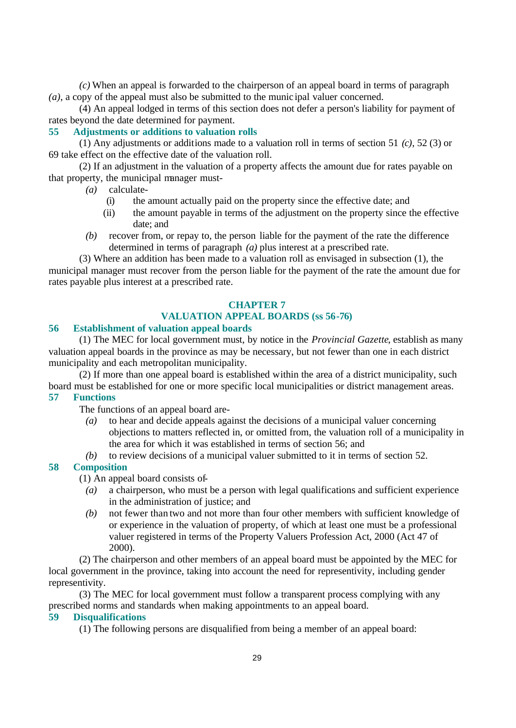*(c)* When an appeal is forwarded to the chairperson of an appeal board in terms of paragraph *(a)*, a copy of the appeal must also be submitted to the municipal valuer concerned.

(4) An appeal lodged in terms of this section does not defer a person's liability for payment of rates beyond the date determined for payment.

### 55 Adjustments or additions to valuation rolls

(1) Any adjustments or additions made to a valuation roll in terms of section 51 *(c)*, 52 (3) or 69 take effect on the effective date of the valuation roll.

(2) If an adjustment in the valuation of a property affects the amount due for rates payable on that property, the municipal manager must-

*(a)* calculate-

(i) the amount actually paid on the property since the effective date; and

(ii) the amount payable in terms of the adjustment on the property since the effective date; and

*(b)* recover from, or repay to, the person liable for the payment of the rate the difference determined in terms of paragraph *(a)* plus interest at a prescribed rate.

(3) Where an addition has been made to a valuation roll as envisaged in subsection (1), the municipal manager must recover from the person liable for the payment of the rate the amount due for rates payable plus interest at a prescribed rate.

## CHAPTER 7
## VALUATION APPEAL BOARDS (ss 56-76)

### 56 Establishment of valuation appeal boards

(1) The MEC for local government must, by notice in the *Provincial Gazette*, establish as many valuation appeal boards in the province as may be necessary, but not fewer than one in each district municipality and each metropolitan municipality.

(2) If more than one appeal board is established within the area of a district municipality, such board must be established for one or more specific local municipalities or district management areas.

### 57 Functions

The functions of an appeal board are-

*(a)* to hear and decide appeals against the decisions of a municipal valuer concerning objections to matters reflected in, or omitted from, the valuation roll of a municipality in the area for which it was established in terms of section 56; and

*(b)* to review decisions of a municipal valuer submitted to it in terms of section 52.

### 58 Composition

(1) An appeal board consists of-

*(a)* a chairperson, who must be a person with legal qualifications and sufficient experience in the administration of justice; and

*(b)* not fewer than two and not more than four other members with sufficient knowledge of or experience in the valuation of property, of which at least one must be a professional valuer registered in terms of the Property Valuers Profession Act, 2000 (Act 47 of 2000).

(2) The chairperson and other members of an appeal board must be appointed by the MEC for local government in the province, taking into account the need for representivity, including gender representivity.

(3) The MEC for local government must follow a transparent process complying with any prescribed norms and standards when making appointments to an appeal board.

### 59 Disqualifications

(1) The following persons are disqualified from being a member of an appeal board: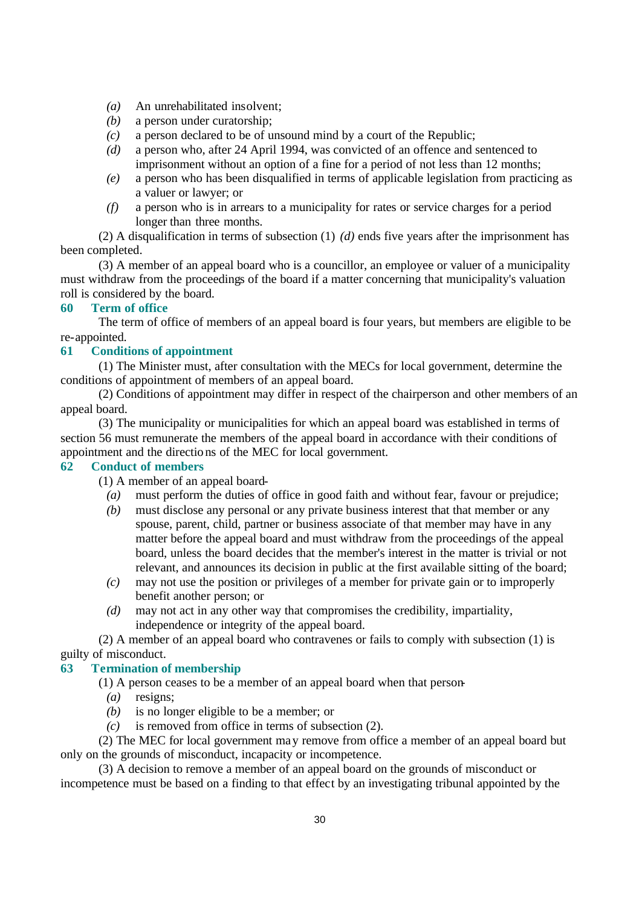*(a)* An unrehabilitated insolvent;
*(b)* a person under curatorship;
*(c)* a person declared to be of unsound mind by a court of the Republic;
*(d)* a person who, after 24 April 1994, was convicted of an offence and sentenced to imprisonment without an option of a fine for a period of not less than 12 months;
*(e)* a person who has been disqualified in terms of applicable legislation from practicing as a valuer or lawyer; or
*(f)* a person who is in arrears to a municipality for rates or service charges for a period longer than three months.

(2) A disqualification in terms of subsection (1) *(d)* ends five years after the imprisonment has been completed.

(3) A member of an appeal board who is a councillor, an employee or valuer of a municipality must withdraw from the proceedings of the board if a matter concerning that municipality's valuation roll is considered by the board.

### 60 Term of office

The term of office of members of an appeal board is four years, but members are eligible to be re-appointed.

### 61 Conditions of appointment

(1) The Minister must, after consultation with the MECs for local government, determine the conditions of appointment of members of an appeal board.

(2) Conditions of appointment may differ in respect of the chairperson and other members of an appeal board.

(3) The municipality or municipalities for which an appeal board was established in terms of section 56 must remunerate the members of the appeal board in accordance with their conditions of appointment and the directions of the MEC for local government.

### 62 Conduct of members

(1) A member of an appeal board-

*(a)* must perform the duties of office in good faith and without fear, favour or prejudice;
*(b)* must disclose any personal or any private business interest that that member or any spouse, parent, child, partner or business associate of that member may have in any matter before the appeal board and must withdraw from the proceedings of the appeal board, unless the board decides that the member's interest in the matter is trivial or not relevant, and announces its decision in public at the first available sitting of the board;
*(c)* may not use the position or privileges of a member for private gain or to improperly benefit another person; or
*(d)* may not act in any other way that compromises the credibility, impartiality, independence or integrity of the appeal board.

(2) A member of an appeal board who contravenes or fails to comply with subsection (1) is guilty of misconduct.

### 63 Termination of membership

(1) A person ceases to be a member of an appeal board when that person-

*(a)* resigns;
*(b)* is no longer eligible to be a member; or
*(c)* is removed from office in terms of subsection (2).

(2) The MEC for local government may remove from office a member of an appeal board but only on the grounds of misconduct, incapacity or incompetence.

(3) A decision to remove a member of an appeal board on the grounds of misconduct or incompetence must be based on a finding to that effect by an investigating tribunal appointed by the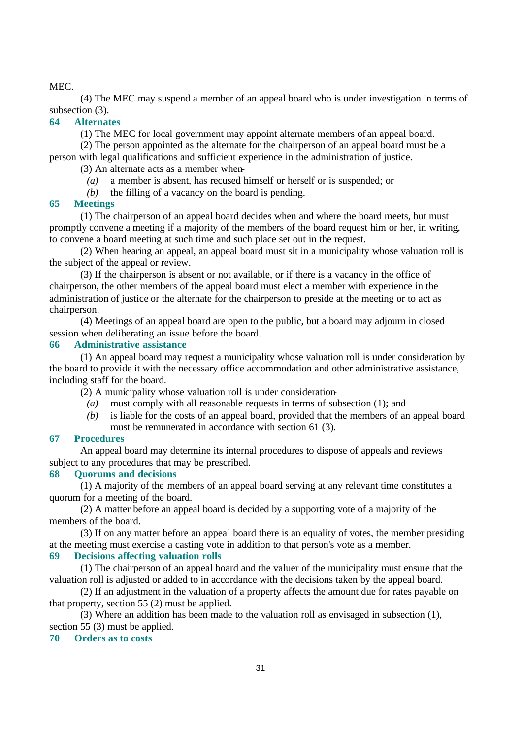MEC.

(4) The MEC may suspend a member of an appeal board who is under investigation in terms of subsection (3).

### 64 Alternates

(1) The MEC for local government may appoint alternate members of an appeal board.

(2) The person appointed as the alternate for the chairperson of an appeal board must be a person with legal qualifications and sufficient experience in the administration of justice.

(3) An alternate acts as a member when-

*(a)* a member is absent, has recused himself or herself or is suspended; or

*(b)* the filling of a vacancy on the board is pending.

### 65 Meetings

(1) The chairperson of an appeal board decides when and where the board meets, but must promptly convene a meeting if a majority of the members of the board request him or her, in writing, to convene a board meeting at such time and such place set out in the request.

(2) When hearing an appeal, an appeal board must sit in a municipality whose valuation roll is the subject of the appeal or review.

(3) If the chairperson is absent or not available, or if there is a vacancy in the office of chairperson, the other members of the appeal board must elect a member with experience in the administration of justice or the alternate for the chairperson to preside at the meeting or to act as chairperson.

(4) Meetings of an appeal board are open to the public, but a board may adjourn in closed session when deliberating an issue before the board.

### 66 Administrative assistance

(1) An appeal board may request a municipality whose valuation roll is under consideration by the board to provide it with the necessary office accommodation and other administrative assistance, including staff for the board.

(2) A municipality whose valuation roll is under consideration-

*(a)* must comply with all reasonable requests in terms of subsection (1); and

*(b)* is liable for the costs of an appeal board, provided that the members of an appeal board must be remunerated in accordance with section 61 (3).

### 67 Procedures

An appeal board may determine its internal procedures to dispose of appeals and reviews subject to any procedures that may be prescribed.

### 68 Quorums and decisions

(1) A majority of the members of an appeal board serving at any relevant time constitutes a quorum for a meeting of the board.

(2) A matter before an appeal board is decided by a supporting vote of a majority of the members of the board.

(3) If on any matter before an appeal board there is an equality of votes, the member presiding at the meeting must exercise a casting vote in addition to that person's vote as a member.

### 69 Decisions affecting valuation rolls

(1) The chairperson of an appeal board and the valuer of the municipality must ensure that the valuation roll is adjusted or added to in accordance with the decisions taken by the appeal board.

(2) If an adjustment in the valuation of a property affects the amount due for rates payable on that property, section 55 (2) must be applied.

(3) Where an addition has been made to the valuation roll as envisaged in subsection (1), section 55 (3) must be applied.

### 70 Orders as to costs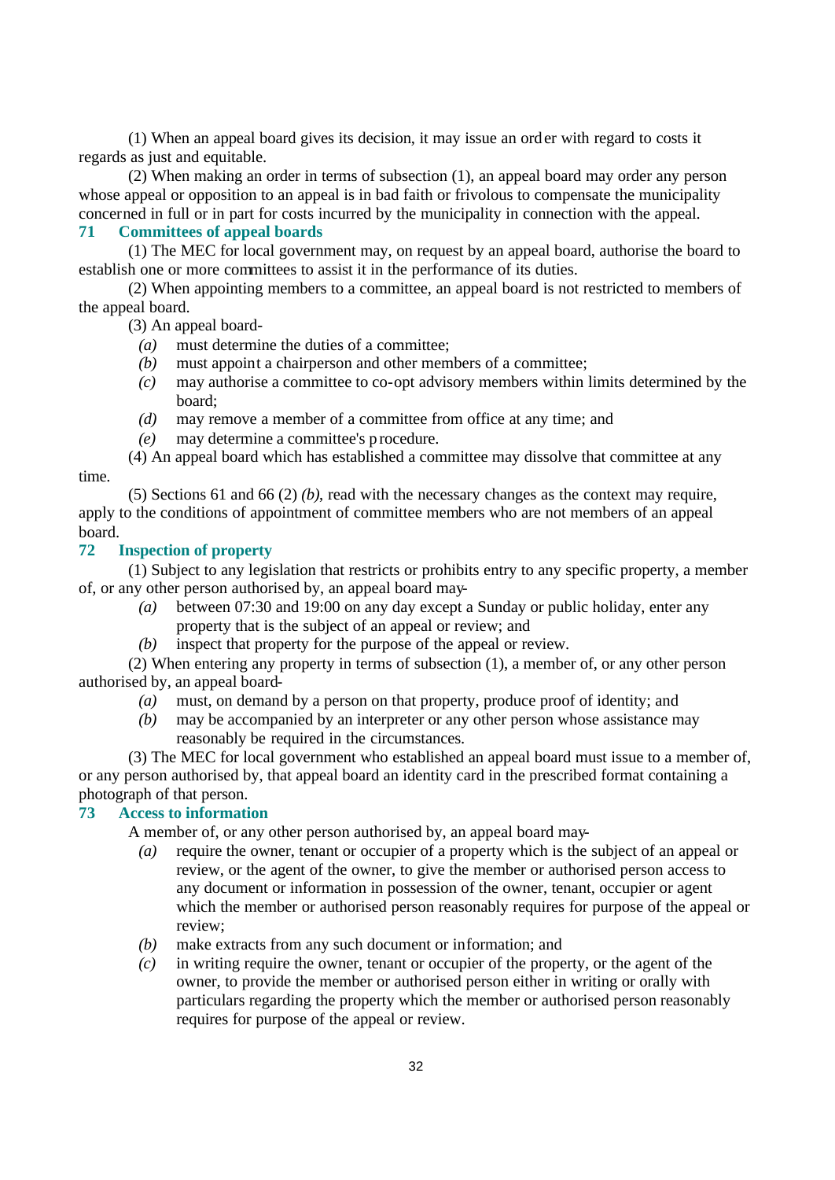(1) When an appeal board gives its decision, it may issue an order with regard to costs it regards as just and equitable.

(2) When making an order in terms of subsection (1), an appeal board may order any person whose appeal or opposition to an appeal is in bad faith or frivolous to compensate the municipality concerned in full or in part for costs incurred by the municipality in connection with the appeal.

### 71 Committees of appeal boards

(1) The MEC for local government may, on request by an appeal board, authorise the board to establish one or more committees to assist it in the performance of its duties.

(2) When appointing members to a committee, an appeal board is not restricted to members of the appeal board.

(3) An appeal board-

- *(a)* must determine the duties of a committee;
- *(b)* must appoint a chairperson and other members of a committee;
- *(c)* may authorise a committee to co-opt advisory members within limits determined by the board;
- *(d)* may remove a member of a committee from office at any time; and
- *(e)* may determine a committee's procedure.

(4) An appeal board which has established a committee may dissolve that committee at any time.

(5) Sections 61 and 66 (2) *(b)*, read with the necessary changes as the context may require, apply to the conditions of appointment of committee members who are not members of an appeal board.

### 72 Inspection of property

(1) Subject to any legislation that restricts or prohibits entry to any specific property, a member of, or any other person authorised by, an appeal board may-

- *(a)* between 07:30 and 19:00 on any day except a Sunday or public holiday, enter any property that is the subject of an appeal or review; and
- *(b)* inspect that property for the purpose of the appeal or review.

(2) When entering any property in terms of subsection (1), a member of, or any other person authorised by, an appeal board-

- *(a)* must, on demand by a person on that property, produce proof of identity; and
- *(b)* may be accompanied by an interpreter or any other person whose assistance may reasonably be required in the circumstances.

(3) The MEC for local government who established an appeal board must issue to a member of, or any person authorised by, that appeal board an identity card in the prescribed format containing a photograph of that person.

### 73 Access to information

A member of, or any other person authorised by, an appeal board may-

- *(a)* require the owner, tenant or occupier of a property which is the subject of an appeal or review, or the agent of the owner, to give the member or authorised person access to any document or information in possession of the owner, tenant, occupier or agent which the member or authorised person reasonably requires for purpose of the appeal or review;
- *(b)* make extracts from any such document or information; and
- *(c)* in writing require the owner, tenant or occupier of the property, or the agent of the owner, to provide the member or authorised person either in writing or orally with particulars regarding the property which the member or authorised person reasonably requires for purpose of the appeal or review.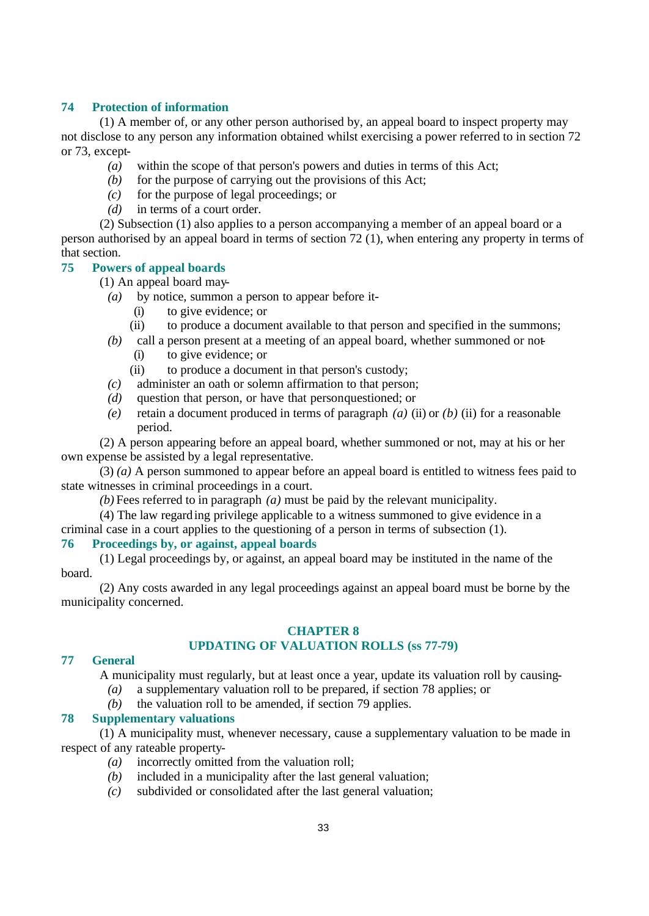### 74 Protection of information

(1) A member of, or any other person authorised by, an appeal board to inspect property may not disclose to any person any information obtained whilst exercising a power referred to in section 72 or 73, except-

- *(a)* within the scope of that person's powers and duties in terms of this Act;
- *(b)* for the purpose of carrying out the provisions of this Act;
- *(c)* for the purpose of legal proceedings; or
- *(d)* in terms of a court order.

(2) Subsection (1) also applies to a person accompanying a member of an appeal board or a person authorised by an appeal board in terms of section 72 (1), when entering any property in terms of that section.

### 75 Powers of appeal boards

(1) An appeal board may-

- *(a)* by notice, summon a person to appear before it-
  - (i) to give evidence; or
  - (ii) to produce a document available to that person and specified in the summons;
- *(b)* call a person present at a meeting of an appeal board, whether summoned or not-
  - (i) to give evidence; or
  - (ii) to produce a document in that person's custody;
- *(c)* administer an oath or solemn affirmation to that person;
- *(d)* question that person, or have that person questioned; or
- *(e)* retain a document produced in terms of paragraph *(a)* (ii) or *(b)* (ii) for a reasonable period.

(2) A person appearing before an appeal board, whether summoned or not, may at his or her own expense be assisted by a legal representative.

(3) *(a)* A person summoned to appear before an appeal board is entitled to witness fees paid to state witnesses in criminal proceedings in a court.

*(b)* Fees referred to in paragraph *(a)* must be paid by the relevant municipality.

(4) The law regarding privilege applicable to a witness summoned to give evidence in a criminal case in a court applies to the questioning of a person in terms of subsection (1).

### 76 Proceedings by, or against, appeal boards

(1) Legal proceedings by, or against, an appeal board may be instituted in the name of the board.

(2) Any costs awarded in any legal proceedings against an appeal board must be borne by the municipality concerned.

## CHAPTER 8
## UPDATING OF VALUATION ROLLS (ss 77-79)

### 77 General

A municipality must regularly, but at least once a year, update its valuation roll by causing-

- *(a)* a supplementary valuation roll to be prepared, if section 78 applies; or
- *(b)* the valuation roll to be amended, if section 79 applies.

### 78 Supplementary valuations

(1) A municipality must, whenever necessary, cause a supplementary valuation to be made in respect of any rateable property-

- *(a)* incorrectly omitted from the valuation roll;
- *(b)* included in a municipality after the last general valuation;
- *(c)* subdivided or consolidated after the last general valuation;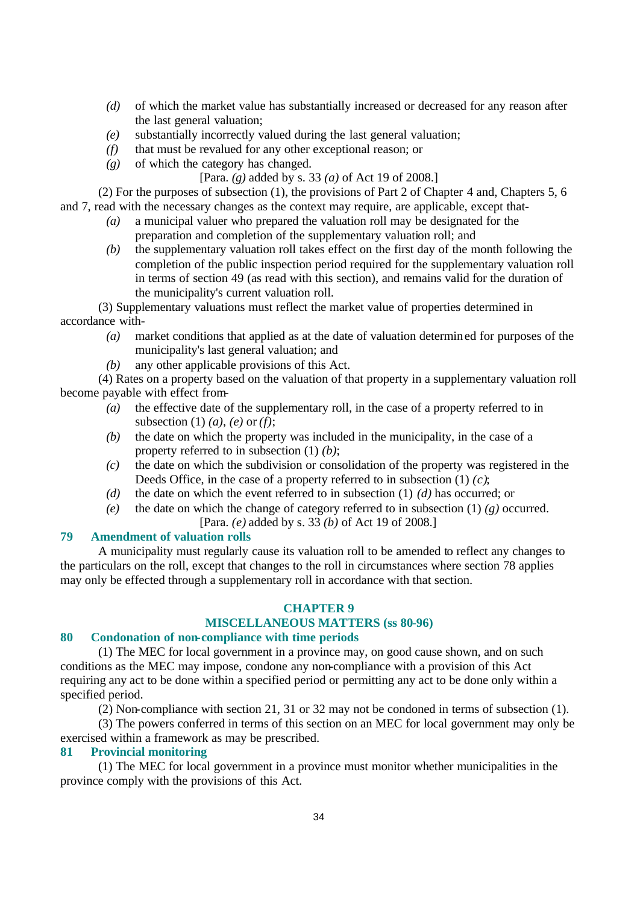*(d)* of which the market value has substantially increased or decreased for any reason after the last general valuation;

*(e)* substantially incorrectly valued during the last general valuation;

*(f)* that must be revalued for any other exceptional reason; or

*(g)* of which the category has changed.

[Para. *(g)* added by s. 33 *(a)* of Act 19 of 2008.]

(2) For the purposes of subsection (1), the provisions of Part 2 of Chapter 4 and, Chapters 5, 6 and 7, read with the necessary changes as the context may require, are applicable, except that-

*(a)* a municipal valuer who prepared the valuation roll may be designated for the preparation and completion of the supplementary valuation roll; and

*(b)* the supplementary valuation roll takes effect on the first day of the month following the completion of the public inspection period required for the supplementary valuation roll in terms of section 49 (as read with this section), and remains valid for the duration of the municipality's current valuation roll.

(3) Supplementary valuations must reflect the market value of properties determined in accordance with-

*(a)* market conditions that applied as at the date of valuation determined for purposes of the municipality's last general valuation; and

*(b)* any other applicable provisions of this Act.

(4) Rates on a property based on the valuation of that property in a supplementary valuation roll become payable with effect from-

*(a)* the effective date of the supplementary roll, in the case of a property referred to in subsection (1) *(a)*, *(e)* or *(f)*;

*(b)* the date on which the property was included in the municipality, in the case of a property referred to in subsection (1) *(b)*;

*(c)* the date on which the subdivision or consolidation of the property was registered in the Deeds Office, in the case of a property referred to in subsection (1) *(c)*;

*(d)* the date on which the event referred to in subsection (1) *(d)* has occurred; or

*(e)* the date on which the change of category referred to in subsection (1) *(g)* occurred.

[Para. *(e)* added by s. 33 *(b)* of Act 19 of 2008.]

### 79 Amendment of valuation rolls

A municipality must regularly cause its valuation roll to be amended to reflect any changes to the particulars on the roll, except that changes to the roll in circumstances where section 78 applies may only be effected through a supplementary roll in accordance with that section.

## CHAPTER 9
## MISCELLANEOUS MATTERS (ss 80-96)

### 80 Condonation of non-compliance with time periods

(1) The MEC for local government in a province may, on good cause shown, and on such conditions as the MEC may impose, condone any non-compliance with a provision of this Act requiring any act to be done within a specified period or permitting any act to be done only within a specified period.

(2) Non-compliance with section 21, 31 or 32 may not be condoned in terms of subsection (1).

(3) The powers conferred in terms of this section on an MEC for local government may only be exercised within a framework as may be prescribed.

### 81 Provincial monitoring

(1) The MEC for local government in a province must monitor whether municipalities in the province comply with the provisions of this Act.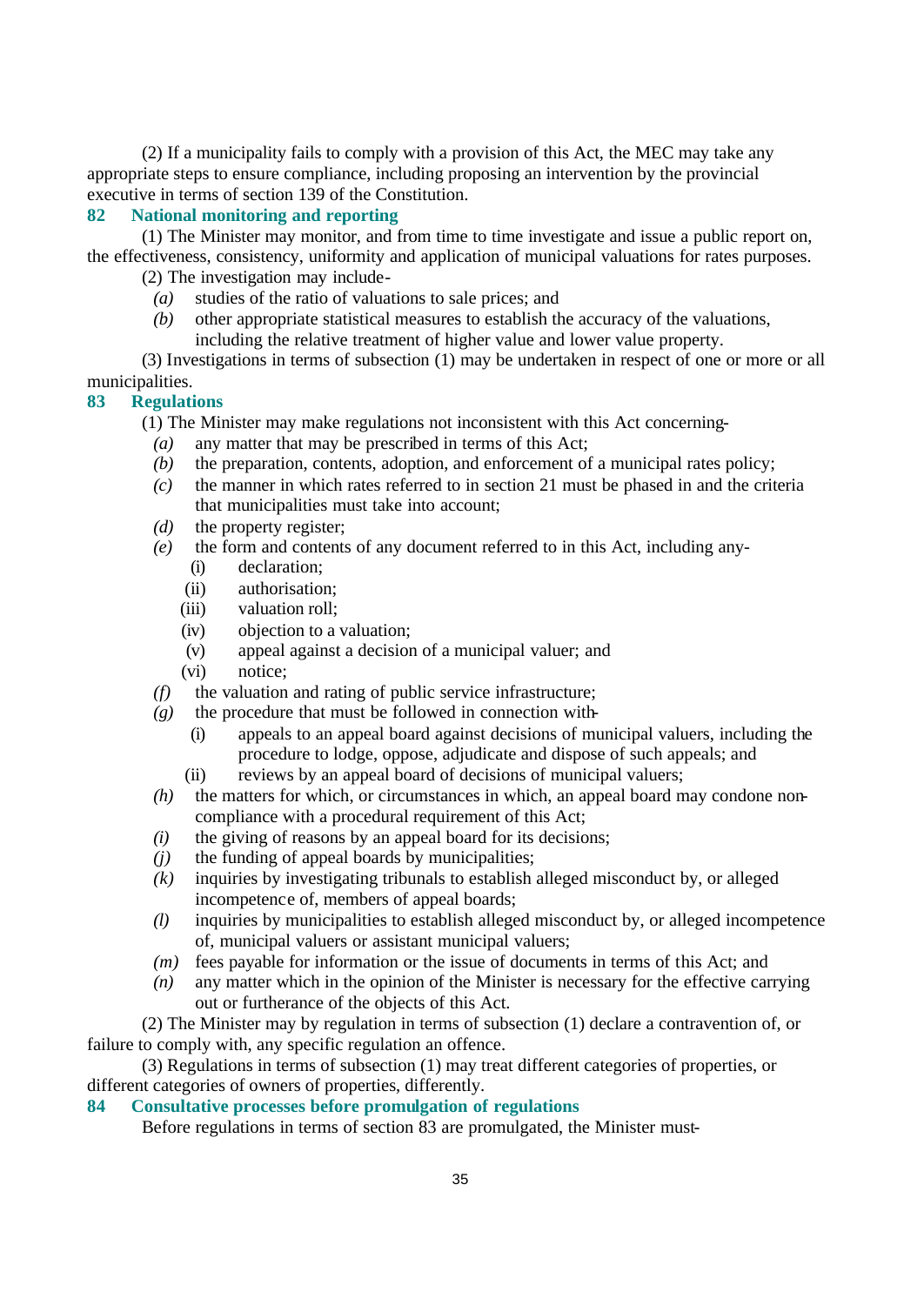(2) If a municipality fails to comply with a provision of this Act, the MEC may take any appropriate steps to ensure compliance, including proposing an intervention by the provincial executive in terms of section 139 of the Constitution.

### 82 National monitoring and reporting

(1) The Minister may monitor, and from time to time investigate and issue a public report on, the effectiveness, consistency, uniformity and application of municipal valuations for rates purposes.

(2) The investigation may include-

*(a)* studies of the ratio of valuations to sale prices; and

*(b)* other appropriate statistical measures to establish the accuracy of the valuations, including the relative treatment of higher value and lower value property.

(3) Investigations in terms of subsection (1) may be undertaken in respect of one or more or all municipalities.

### 83 Regulations

(1) The Minister may make regulations not inconsistent with this Act concerning-

*(a)* any matter that may be prescribed in terms of this Act;

*(b)* the preparation, contents, adoption, and enforcement of a municipal rates policy;

*(c)* the manner in which rates referred to in section 21 must be phased in and the criteria that municipalities must take into account;

*(d)* the property register;

*(e)* the form and contents of any document referred to in this Act, including any-

- (i) declaration;
- (ii) authorisation;
- (iii) valuation roll;
- (iv) objection to a valuation;
- (v) appeal against a decision of a municipal valuer; and
- (vi) notice;

*(f)* the valuation and rating of public service infrastructure;

*(g)* the procedure that must be followed in connection with-

- (i) appeals to an appeal board against decisions of municipal valuers, including the procedure to lodge, oppose, adjudicate and dispose of such appeals; and
- (ii) reviews by an appeal board of decisions of municipal valuers;

*(h)* the matters for which, or circumstances in which, an appeal board may condone non-compliance with a procedural requirement of this Act;

*(i)* the giving of reasons by an appeal board for its decisions;

*(j)* the funding of appeal boards by municipalities;

*(k)* inquiries by investigating tribunals to establish alleged misconduct by, or alleged incompetence of, members of appeal boards;

*(l)* inquiries by municipalities to establish alleged misconduct by, or alleged incompetence of, municipal valuers or assistant municipal valuers;

*(m)* fees payable for information or the issue of documents in terms of this Act; and

*(n)* any matter which in the opinion of the Minister is necessary for the effective carrying out or furtherance of the objects of this Act.

(2) The Minister may by regulation in terms of subsection (1) declare a contravention of, or failure to comply with, any specific regulation an offence.

(3) Regulations in terms of subsection (1) may treat different categories of properties, or different categories of owners of properties, differently.

### 84 Consultative processes before promulgation of regulations

Before regulations in terms of section 83 are promulgated, the Minister must-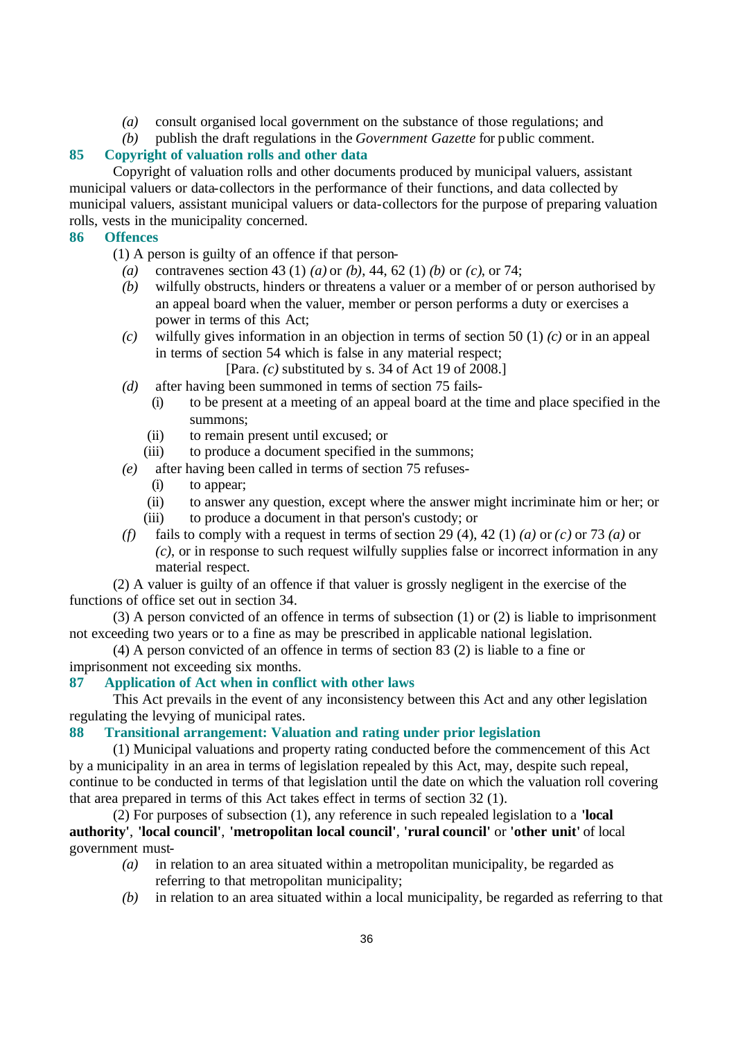*(a)* consult organised local government on the substance of those regulations; and

*(b)* publish the draft regulations in the *Government Gazette* for public comment.

### 85 Copyright of valuation rolls and other data

Copyright of valuation rolls and other documents produced by municipal valuers, assistant municipal valuers or data-collectors in the performance of their functions, and data collected by municipal valuers, assistant municipal valuers or data-collectors for the purpose of preparing valuation rolls, vests in the municipality concerned.

### 86 Offences

(1) A person is guilty of an offence if that person-

*(a)* contravenes section 43 (1) *(a)* or *(b)*, 44, 62 (1) *(b)* or *(c)*, or 74;

*(b)* wilfully obstructs, hinders or threatens a valuer or a member of or person authorised by an appeal board when the valuer, member or person performs a duty or exercises a power in terms of this Act;

*(c)* wilfully gives information in an objection in terms of section 50 (1) *(c)* or in an appeal in terms of section 54 which is false in any material respect;

[Para. *(c)* substituted by s. 34 of Act 19 of 2008.]

*(d)* after having been summoned in terms of section 75 fails-

(i) to be present at a meeting of an appeal board at the time and place specified in the summons;

(ii) to remain present until excused; or

(iii) to produce a document specified in the summons;

*(e)* after having been called in terms of section 75 refuses-

(i) to appear;

(ii) to answer any question, except where the answer might incriminate him or her; or

(iii) to produce a document in that person's custody; or

*(f)* fails to comply with a request in terms of section 29 (4), 42 (1) *(a)* or *(c)* or 73 *(a)* or *(c)*, or in response to such request wilfully supplies false or incorrect information in any material respect.

(2) A valuer is guilty of an offence if that valuer is grossly negligent in the exercise of the functions of office set out in section 34.

(3) A person convicted of an offence in terms of subsection (1) or (2) is liable to imprisonment not exceeding two years or to a fine as may be prescribed in applicable national legislation.

(4) A person convicted of an offence in terms of section 83 (2) is liable to a fine or imprisonment not exceeding six months.

### 87 Application of Act when in conflict with other laws

This Act prevails in the event of any inconsistency between this Act and any other legislation regulating the levying of municipal rates.

### 88 Transitional arrangement: Valuation and rating under prior legislation

(1) Municipal valuations and property rating conducted before the commencement of this Act by a municipality in an area in terms of legislation repealed by this Act, may, despite such repeal, continue to be conducted in terms of that legislation until the date on which the valuation roll covering that area prepared in terms of this Act takes effect in terms of section 32 (1).

(2) For purposes of subsection (1), any reference in such repealed legislation to a **'local authority'**, **'local council'**, **'metropolitan local council'**, **'rural council'** or **'other unit'** of local government must-

*(a)* in relation to an area situated within a metropolitan municipality, be regarded as referring to that metropolitan municipality;

*(b)* in relation to an area situated within a local municipality, be regarded as referring to that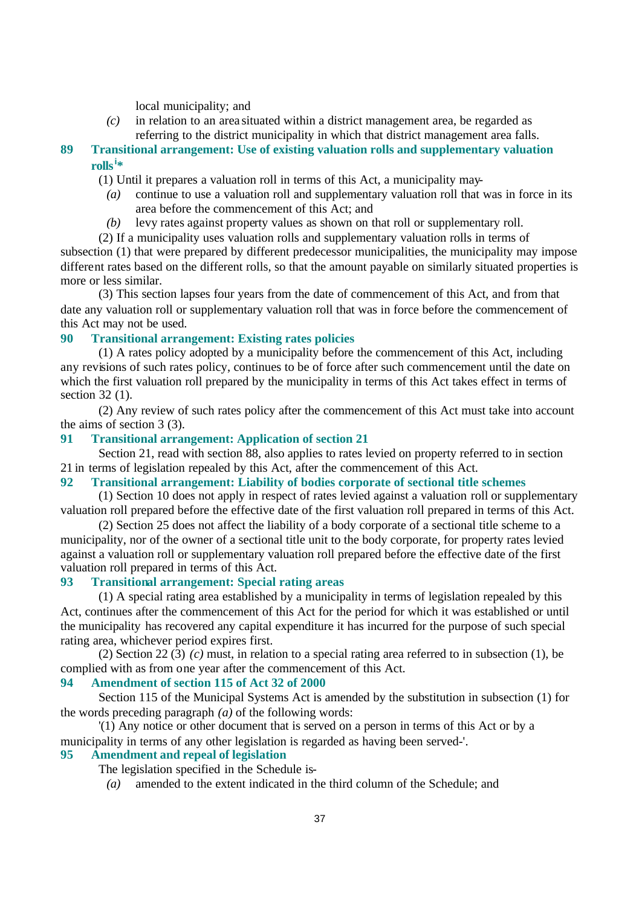local municipality; and

*(c)* in relation to an area situated within a district management area, be regarded as referring to the district municipality in which that district management area falls.

### 89 Transitional arrangement: Use of existing valuation rolls and supplementary valuation rolls[i]*

(1) Until it prepares a valuation roll in terms of this Act, a municipality may-

*(a)* continue to use a valuation roll and supplementary valuation roll that was in force in its area before the commencement of this Act; and

*(b)* levy rates against property values as shown on that roll or supplementary roll.

(2) If a municipality uses valuation rolls and supplementary valuation rolls in terms of subsection (1) that were prepared by different predecessor municipalities, the municipality may impose different rates based on the different rolls, so that the amount payable on similarly situated properties is more or less similar.

(3) This section lapses four years from the date of commencement of this Act, and from that date any valuation roll or supplementary valuation roll that was in force before the commencement of this Act may not be used.

### 90 Transitional arrangement: Existing rates policies

(1) A rates policy adopted by a municipality before the commencement of this Act, including any revisions of such rates policy, continues to be of force after such commencement until the date on which the first valuation roll prepared by the municipality in terms of this Act takes effect in terms of section 32 (1).

(2) Any review of such rates policy after the commencement of this Act must take into account the aims of section 3 (3).

### 91 Transitional arrangement: Application of section 21

Section 21, read with section 88, also applies to rates levied on property referred to in section 21 in terms of legislation repealed by this Act, after the commencement of this Act.

### 92 Transitional arrangement: Liability of bodies corporate of sectional title schemes

(1) Section 10 does not apply in respect of rates levied against a valuation roll or supplementary valuation roll prepared before the effective date of the first valuation roll prepared in terms of this Act.

(2) Section 25 does not affect the liability of a body corporate of a sectional title scheme to a municipality, nor of the owner of a sectional title unit to the body corporate, for property rates levied against a valuation roll or supplementary valuation roll prepared before the effective date of the first valuation roll prepared in terms of this Act.

### 93 Transitional arrangement: Special rating areas

(1) A special rating area established by a municipality in terms of legislation repealed by this Act, continues after the commencement of this Act for the period for which it was established or until the municipality has recovered any capital expenditure it has incurred for the purpose of such special rating area, whichever period expires first.

(2) Section 22 (3) *(c)* must, in relation to a special rating area referred to in subsection (1), be complied with as from one year after the commencement of this Act.

### 94 Amendment of section 115 of Act 32 of 2000

Section 115 of the Municipal Systems Act is amended by the substitution in subsection (1) for the words preceding paragraph *(a)* of the following words:

'(1) Any notice or other document that is served on a person in terms of this Act or by a municipality in terms of any other legislation is regarded as having been served-'.

### 95 Amendment and repeal of legislation

The legislation specified in the Schedule is-

*(a)* amended to the extent indicated in the third column of the Schedule; and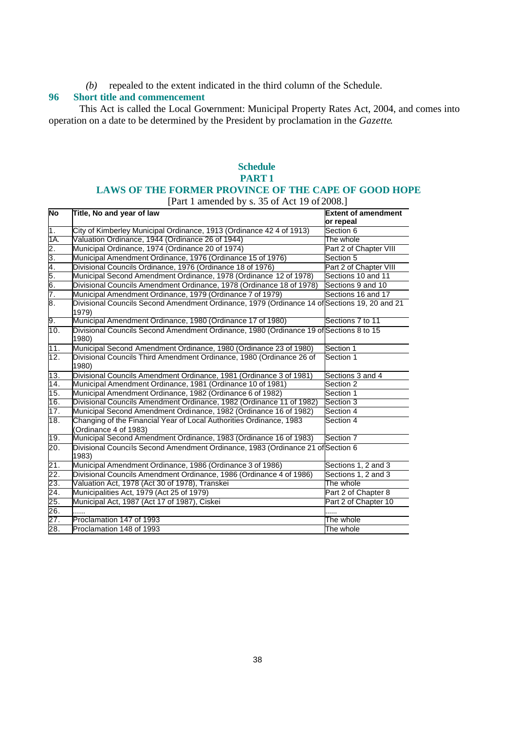*(b)* repealed to the extent indicated in the third column of the Schedule.

### 96 Short title and commencement

This Act is called the Local Government: Municipal Property Rates Act, 2004, and comes into operation on a date to be determined by the President by proclamation in the *Gazette*.

## Schedule

## PART 1

## LAWS OF THE FORMER PROVINCE OF THE CAPE OF GOOD HOPE

[Part 1 amended by s. 35 of Act 19 of 2008.]

| No | Title, No and year of law | Extent of amendment or repeal |
|---|---|---|
| 1. | City of Kimberley Municipal Ordinance, 1913 (Ordinance 42 4 of 1913) | Section 6 |
| 1A. | Valuation Ordinance, 1944 (Ordinance 26 of 1944) | The whole |
| 2. | Municipal Ordinance, 1974 (Ordinance 20 of 1974) | Part 2 of Chapter VIII |
| 3. | Municipal Amendment Ordinance, 1976 (Ordinance 15 of 1976) | Section 5 |
| 4. | Divisional Councils Ordinance, 1976 (Ordinance 18 of 1976) | Part 2 of Chapter VIII |
| 5. | Municipal Second Amendment Ordinance, 1978 (Ordinance 12 of 1978) | Sections 10 and 11 |
| 6. | Divisional Councils Amendment Ordinance, 1978 (Ordinance 18 of 1978) | Sections 9 and 10 |
| 7. | Municipal Amendment Ordinance, 1979 (Ordinance 7 of 1979) | Sections 16 and 17 |
| 8. | Divisional Councils Second Amendment Ordinance, 1979 (Ordinance 14 of 1979) | Sections 19, 20 and 21 |
| 9. | Municipal Amendment Ordinance, 1980 (Ordinance 17 of 1980) | Sections 7 to 11 |
| 10. | Divisional Councils Second Amendment Ordinance, 1980 (Ordinance 19 of 1980) | Sections 8 to 15 |
| 11. | Municipal Second Amendment Ordinance, 1980 (Ordinance 23 of 1980) | Section 1 |
| 12. | Divisional Councils Third Amendment Ordinance, 1980 (Ordinance 26 of 1980) | Section 1 |
| 13. | Divisional Councils Amendment Ordinance, 1981 (Ordinance 3 of 1981) | Sections 3 and 4 |
| 14. | Municipal Amendment Ordinance, 1981 (Ordinance 10 of 1981) | Section 2 |
| 15. | Municipal Amendment Ordinance, 1982 (Ordinance 6 of 1982) | Section 1 |
| 16. | Divisional Councils Amendment Ordinance, 1982 (Ordinance 11 of 1982) | Section 3 |
| 17. | Municipal Second Amendment Ordinance, 1982 (Ordinance 16 of 1982) | Section 4 |
| 18. | Changing of the Financial Year of Local Authorities Ordinance, 1983 (Ordinance 4 of 1983) | Section 4 |
| 19. | Municipal Second Amendment Ordinance, 1983 (Ordinance 16 of 1983) | Section 7 |
| 20. | Divisional Councils Second Amendment Ordinance, 1983 (Ordinance 21 of 1983) | Section 6 |
| 21. | Municipal Amendment Ordinance, 1986 (Ordinance 3 of 1986) | Sections 1, 2 and 3 |
| 22. | Divisional Councils Amendment Ordinance, 1986 (Ordinance 4 of 1986) | Sections 1, 2 and 3 |
| 23. | Valuation Act, 1978 (Act 30 of 1978), Transkei | The whole |
| 24. | Municipalities Act, 1979 (Act 25 of 1979) | Part 2 of Chapter 8 |
| 25. | Municipal Act, 1987 (Act 17 of 1987), Ciskei | Part 2 of Chapter 10 |
| 26. | ...... | ...... |
| 27. | Proclamation 147 of 1993 | The whole |
| 28. | Proclamation 148 of 1993 | The whole |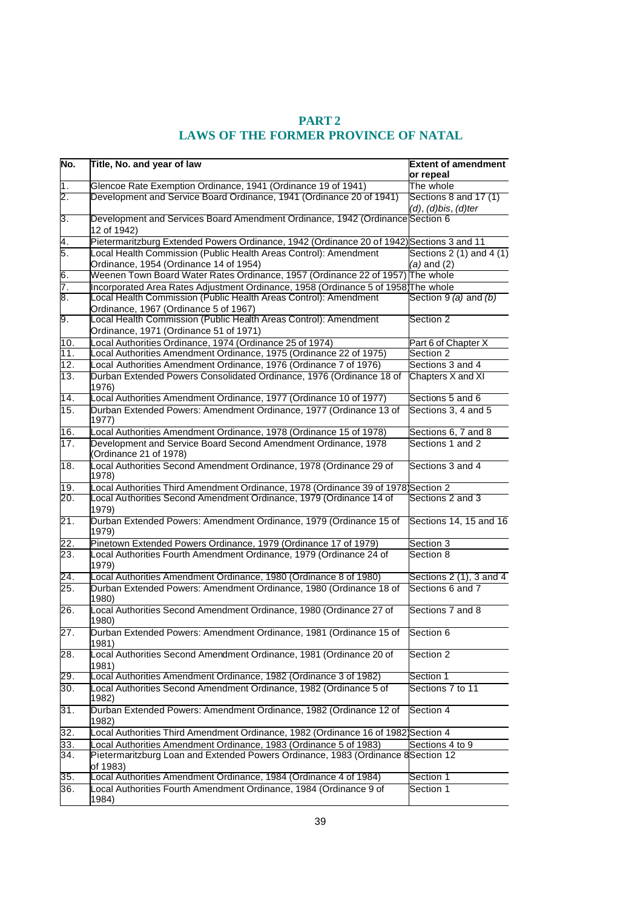## PART 2
## LAWS OF THE FORMER PROVINCE OF NATAL

| No. | Title, No. and year of law | Extent of amendment or repeal |
|---|---|---|
| 1. | Glencoe Rate Exemption Ordinance, 1941 (Ordinance 19 of 1941) | The whole |
| 2. | Development and Service Board Ordinance, 1941 (Ordinance 20 of 1941) | Sections 8 and 17 (1) *(d)*, *(d)bis*, *(d)ter* |
| 3. | Development and Services Board Amendment Ordinance, 1942 (Ordinance 12 of 1942) | Section 6 |
| 4. | Pietermaritzburg Extended Powers Ordinance, 1942 (Ordinance 20 of 1942) | Sections 3 and 11 |
| 5. | Local Health Commission (Public Health Areas Control): Amendment Ordinance, 1954 (Ordinance 14 of 1954) | Sections 2 (1) and 4 (1) *(a)* and (2) |
| 6. | Weenen Town Board Water Rates Ordinance, 1957 (Ordinance 22 of 1957) | The whole |
| 7. | Incorporated Area Rates Adjustment Ordinance, 1958 (Ordinance 5 of 1958) | The whole |
| 8. | Local Health Commission (Public Health Areas Control): Amendment Ordinance, 1967 (Ordinance 5 of 1967) | Section 9 *(a)* and *(b)* |
| 9. | Local Health Commission (Public Health Areas Control): Amendment Ordinance, 1971 (Ordinance 51 of 1971) | Section 2 |
| 10. | Local Authorities Ordinance, 1974 (Ordinance 25 of 1974) | Part 6 of Chapter X |
| 11. | Local Authorities Amendment Ordinance, 1975 (Ordinance 22 of 1975) | Section 2 |
| 12. | Local Authorities Amendment Ordinance, 1976 (Ordinance 7 of 1976) | Sections 3 and 4 |
| 13. | Durban Extended Powers Consolidated Ordinance, 1976 (Ordinance 18 of 1976) | Chapters X and XI |
| 14. | Local Authorities Amendment Ordinance, 1977 (Ordinance 10 of 1977) | Sections 5 and 6 |
| 15. | Durban Extended Powers: Amendment Ordinance, 1977 (Ordinance 13 of 1977) | Sections 3, 4 and 5 |
| 16. | Local Authorities Amendment Ordinance, 1978 (Ordinance 15 of 1978) | Sections 6, 7 and 8 |
| 17. | Development and Service Board Second Amendment Ordinance, 1978 (Ordinance 21 of 1978) | Sections 1 and 2 |
| 18. | Local Authorities Second Amendment Ordinance, 1978 (Ordinance 29 of 1978) | Sections 3 and 4 |
| 19. | Local Authorities Third Amendment Ordinance, 1978 (Ordinance 39 of 1978) | Section 2 |
| 20. | Local Authorities Second Amendment Ordinance, 1979 (Ordinance 14 of 1979) | Sections 2 and 3 |
| 21. | Durban Extended Powers: Amendment Ordinance, 1979 (Ordinance 15 of 1979) | Sections 14, 15 and 16 |
| 22. | Pinetown Extended Powers Ordinance, 1979 (Ordinance 17 of 1979) | Section 3 |
| 23. | Local Authorities Fourth Amendment Ordinance, 1979 (Ordinance 24 of 1979) | Section 8 |
| 24. | Local Authorities Amendment Ordinance, 1980 (Ordinance 8 of 1980) | Sections 2 (1), 3 and 4 |
| 25. | Durban Extended Powers: Amendment Ordinance, 1980 (Ordinance 18 of 1980) | Sections 6 and 7 |
| 26. | Local Authorities Second Amendment Ordinance, 1980 (Ordinance 27 of 1980) | Sections 7 and 8 |
| 27. | Durban Extended Powers: Amendment Ordinance, 1981 (Ordinance 15 of 1981) | Section 6 |
| 28. | Local Authorities Second Amendment Ordinance, 1981 (Ordinance 20 of 1981) | Section 2 |
| 29. | Local Authorities Amendment Ordinance, 1982 (Ordinance 3 of 1982) | Section 1 |
| 30. | Local Authorities Second Amendment Ordinance, 1982 (Ordinance 5 of 1982) | Sections 7 to 11 |
| 31. | Durban Extended Powers: Amendment Ordinance, 1982 (Ordinance 12 of 1982) | Section 4 |
| 32. | Local Authorities Third Amendment Ordinance, 1982 (Ordinance 16 of 1982) | Section 4 |
| 33. | Local Authorities Amendment Ordinance, 1983 (Ordinance 5 of 1983) | Sections 4 to 9 |
| 34. | Pietermaritzburg Loan and Extended Powers Ordinance, 1983 (Ordinance 8 of 1983) | Section 12 |
| 35. | Local Authorities Amendment Ordinance, 1984 (Ordinance 4 of 1984) | Section 1 |
| 36. | Local Authorities Fourth Amendment Ordinance, 1984 (Ordinance 9 of 1984) | Section 1 |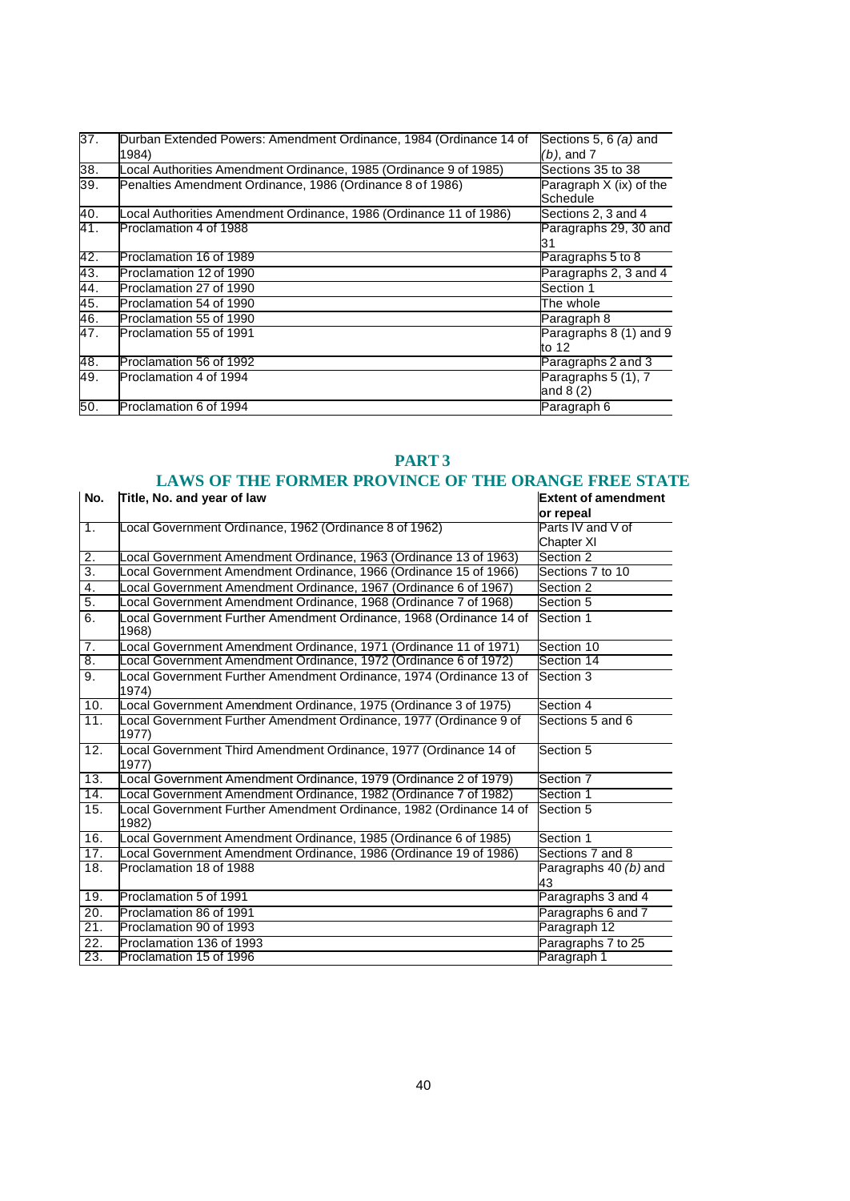| | | |
|---|---|---|
| 37. | Durban Extended Powers: Amendment Ordinance, 1984 (Ordinance 14 of 1984) | Sections 5, 6 *(a)* and *(b)*, and 7 |
| 38. | Local Authorities Amendment Ordinance, 1985 (Ordinance 9 of 1985) | Sections 35 to 38 |
| 39. | Penalties Amendment Ordinance, 1986 (Ordinance 8 of 1986) | Paragraph X (ix) of the Schedule |
| 40. | Local Authorities Amendment Ordinance, 1986 (Ordinance 11 of 1986) | Sections 2, 3 and 4 |
| 41. | Proclamation 4 of 1988 | Paragraphs 29, 30 and 31 |
| 42. | Proclamation 16 of 1989 | Paragraphs 5 to 8 |
| 43. | Proclamation 12 of 1990 | Paragraphs 2, 3 and 4 |
| 44. | Proclamation 27 of 1990 | Section 1 |
| 45. | Proclamation 54 of 1990 | The whole |
| 46. | Proclamation 55 of 1990 | Paragraph 8 |
| 47. | Proclamation 55 of 1991 | Paragraphs 8 (1) and 9 to 12 |
| 48. | Proclamation 56 of 1992 | Paragraphs 2 and 3 |
| 49. | Proclamation 4 of 1994 | Paragraphs 5 (1), 7 and 8 (2) |
| 50. | Proclamation 6 of 1994 | Paragraph 6 |

## PART 3

## LAWS OF THE FORMER PROVINCE OF THE ORANGE FREE STATE

| No. | Title, No. and year of law | Extent of amendment or repeal |
|---|---|---|
| 1. | Local Government Ordinance, 1962 (Ordinance 8 of 1962) | Parts IV and V of Chapter XI |
| 2. | Local Government Amendment Ordinance, 1963 (Ordinance 13 of 1963) | Section 2 |
| 3. | Local Government Amendment Ordinance, 1966 (Ordinance 15 of 1966) | Sections 7 to 10 |
| 4. | Local Government Amendment Ordinance, 1967 (Ordinance 6 of 1967) | Section 2 |
| 5. | Local Government Amendment Ordinance, 1968 (Ordinance 7 of 1968) | Section 5 |
| 6. | Local Government Further Amendment Ordinance, 1968 (Ordinance 14 of 1968) | Section 1 |
| 7. | Local Government Amendment Ordinance, 1971 (Ordinance 11 of 1971) | Section 10 |
| 8. | Local Government Amendment Ordinance, 1972 (Ordinance 6 of 1972) | Section 14 |
| 9. | Local Government Further Amendment Ordinance, 1974 (Ordinance 13 of 1974) | Section 3 |
| 10. | Local Government Amendment Ordinance, 1975 (Ordinance 3 of 1975) | Section 4 |
| 11. | Local Government Further Amendment Ordinance, 1977 (Ordinance 9 of 1977) | Sections 5 and 6 |
| 12. | Local Government Third Amendment Ordinance, 1977 (Ordinance 14 of 1977) | Section 5 |
| 13. | Local Government Amendment Ordinance, 1979 (Ordinance 2 of 1979) | Section 7 |
| 14. | Local Government Amendment Ordinance, 1982 (Ordinance 7 of 1982) | Section 1 |
| 15. | Local Government Further Amendment Ordinance, 1982 (Ordinance 14 of 1982) | Section 5 |
| 16. | Local Government Amendment Ordinance, 1985 (Ordinance 6 of 1985) | Section 1 |
| 17. | Local Government Amendment Ordinance, 1986 (Ordinance 19 of 1986) | Sections 7 and 8 |
| 18. | Proclamation 18 of 1988 | Paragraphs 40 *(b)* and 43 |
| 19. | Proclamation 5 of 1991 | Paragraphs 3 and 4 |
| 20. | Proclamation 86 of 1991 | Paragraphs 6 and 7 |
| 21. | Proclamation 90 of 1993 | Paragraph 12 |
| 22. | Proclamation 136 of 1993 | Paragraphs 7 to 25 |
| 23. | Proclamation 15 of 1996 | Paragraph 1 |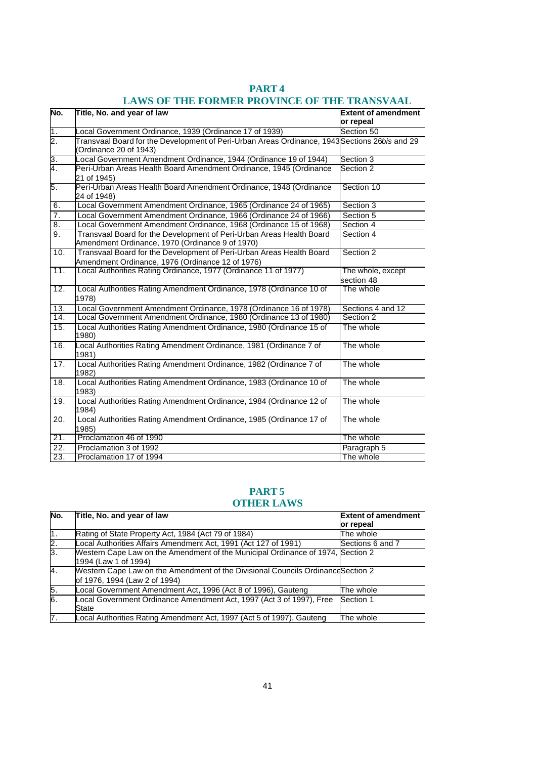## PART 4
## LAWS OF THE FORMER PROVINCE OF THE TRANSVAAL

| No. | Title, No. and year of law | Extent of amendment or repeal |
|---|---|---|
| 1. | Local Government Ordinance, 1939 (Ordinance 17 of 1939) | Section 50 |
| 2. | Transvaal Board for the Development of Peri-Urban Areas Ordinance, 1943 (Ordinance 20 of 1943) | Sections 26*bis* and 29 |
| 3. | Local Government Amendment Ordinance, 1944 (Ordinance 19 of 1944) | Section 3 |
| 4. | Peri-Urban Areas Health Board Amendment Ordinance, 1945 (Ordinance 21 of 1945) | Section 2 |
| 5. | Peri-Urban Areas Health Board Amendment Ordinance, 1948 (Ordinance 24 of 1948) | Section 10 |
| 6. | Local Government Amendment Ordinance, 1965 (Ordinance 24 of 1965) | Section 3 |
| 7. | Local Government Amendment Ordinance, 1966 (Ordinance 24 of 1966) | Section 5 |
| 8. | Local Government Amendment Ordinance, 1968 (Ordinance 15 of 1968) | Section 4 |
| 9. | Transvaal Board for the Development of Peri-Urban Areas Health Board Amendment Ordinance, 1970 (Ordinance 9 of 1970) | Section 4 |
| 10. | Transvaal Board for the Development of Peri-Urban Areas Health Board Amendment Ordinance, 1976 (Ordinance 12 of 1976) | Section 2 |
| 11. | Local Authorities Rating Ordinance, 1977 (Ordinance 11 of 1977) | The whole, except section 48 |
| 12. | Local Authorities Rating Amendment Ordinance, 1978 (Ordinance 10 of 1978) | The whole |
| 13. | Local Government Amendment Ordinance, 1978 (Ordinance 16 of 1978) | Sections 4 and 12 |
| 14. | Local Government Amendment Ordinance, 1980 (Ordinance 13 of 1980) | Section 2 |
| 15. | Local Authorities Rating Amendment Ordinance, 1980 (Ordinance 15 of 1980) | The whole |
| 16. | Local Authorities Rating Amendment Ordinance, 1981 (Ordinance 7 of 1981) | The whole |
| 17. | Local Authorities Rating Amendment Ordinance, 1982 (Ordinance 7 of 1982) | The whole |
| 18. | Local Authorities Rating Amendment Ordinance, 1983 (Ordinance 10 of 1983) | The whole |
| 19. | Local Authorities Rating Amendment Ordinance, 1984 (Ordinance 12 of 1984) | The whole |
| 20. | Local Authorities Rating Amendment Ordinance, 1985 (Ordinance 17 of 1985) | The whole |
| 21. | Proclamation 46 of 1990 | The whole |
| 22. | Proclamation 3 of 1992 | Paragraph 5 |
| 23. | Proclamation 17 of 1994 | The whole |

## PART 5
## OTHER LAWS

| No. | Title, No. and year of law | Extent of amendment or repeal |
|---|---|---|
| 1. | Rating of State Property Act, 1984 (Act 79 of 1984) | The whole |
| 2. | Local Authorities Affairs Amendment Act, 1991 (Act 127 of 1991) | Sections 6 and 7 |
| 3. | Western Cape Law on the Amendment of the Municipal Ordinance of 1974, 1994 (Law 1 of 1994) | Section 2 |
| 4. | Western Cape Law on the Amendment of the Divisional Councils Ordinance of 1976, 1994 (Law 2 of 1994) | Section 2 |
| 5. | Local Government Amendment Act, 1996 (Act 8 of 1996), Gauteng | The whole |
| 6. | Local Government Ordinance Amendment Act, 1997 (Act 3 of 1997), Free State | Section 1 |
| 7. | Local Authorities Rating Amendment Act, 1997 (Act 5 of 1997), Gauteng | The whole |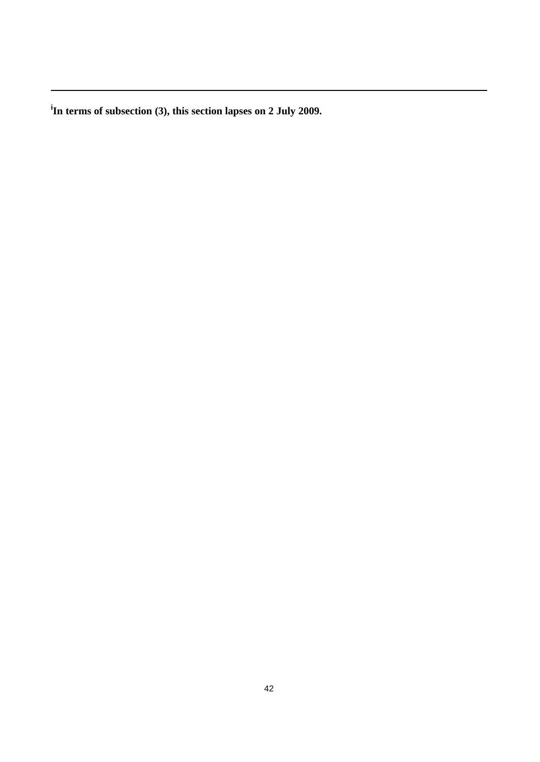[i] **In terms of subsection (3), this section lapses on 2 July 2009.**